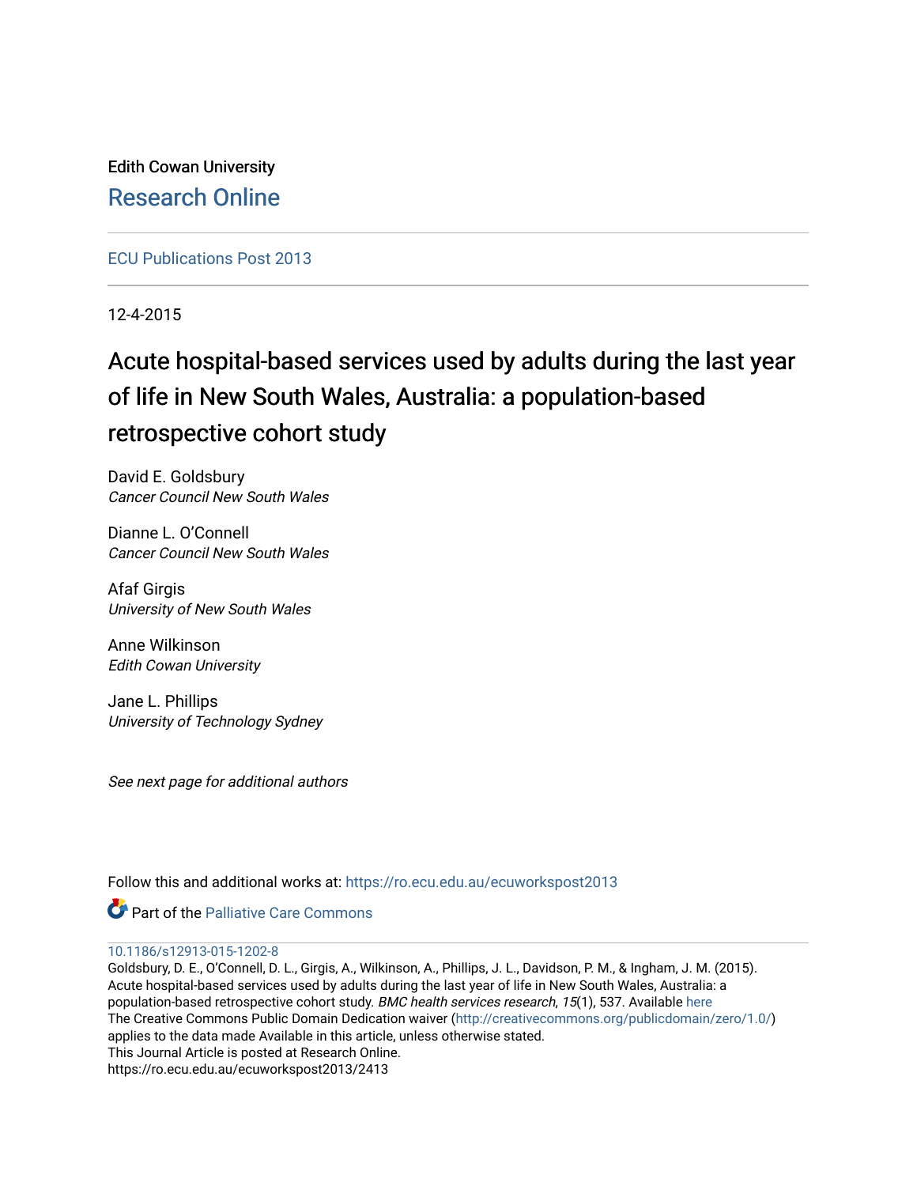Edith Cowan University

## Research Online

ECU Publications Post 2013

12-4-2015

# Acute hospital-based services used by adults during the last year of life in New South Wales, Australia: a population-based retrospective cohort study

David E. Goldsbury
*Cancer Council New South Wales*

Dianne L. O'Connell
*Cancer Council New South Wales*

Afaf Girgis
*University of New South Wales*

Anne Wilkinson
*Edith Cowan University*

Jane L. Phillips
*University of Technology Sydney*

*See next page for additional authors*

Follow this and additional works at: https://ro.ecu.edu.au/ecuworkspost2013

Part of the Palliative Care Commons

10.1186/s12913-015-1202-8

Goldsbury, D. E., O'Connell, D. L., Girgis, A., Wilkinson, A., Phillips, J. L., Davidson, P. M., & Ingham, J. M. (2015). Acute hospital-based services used by adults during the last year of life in New South Wales, Australia: a population-based retrospective cohort study. *BMC health services research*, *15*(1), 537. Available here

The Creative Commons Public Domain Dedication waiver (http://creativecommons.org/publicdomain/zero/1.0/) applies to the data made Available in this article, unless otherwise stated.

This Journal Article is posted at Research Online.

https://ro.ecu.edu.au/ecuworkspost2013/2413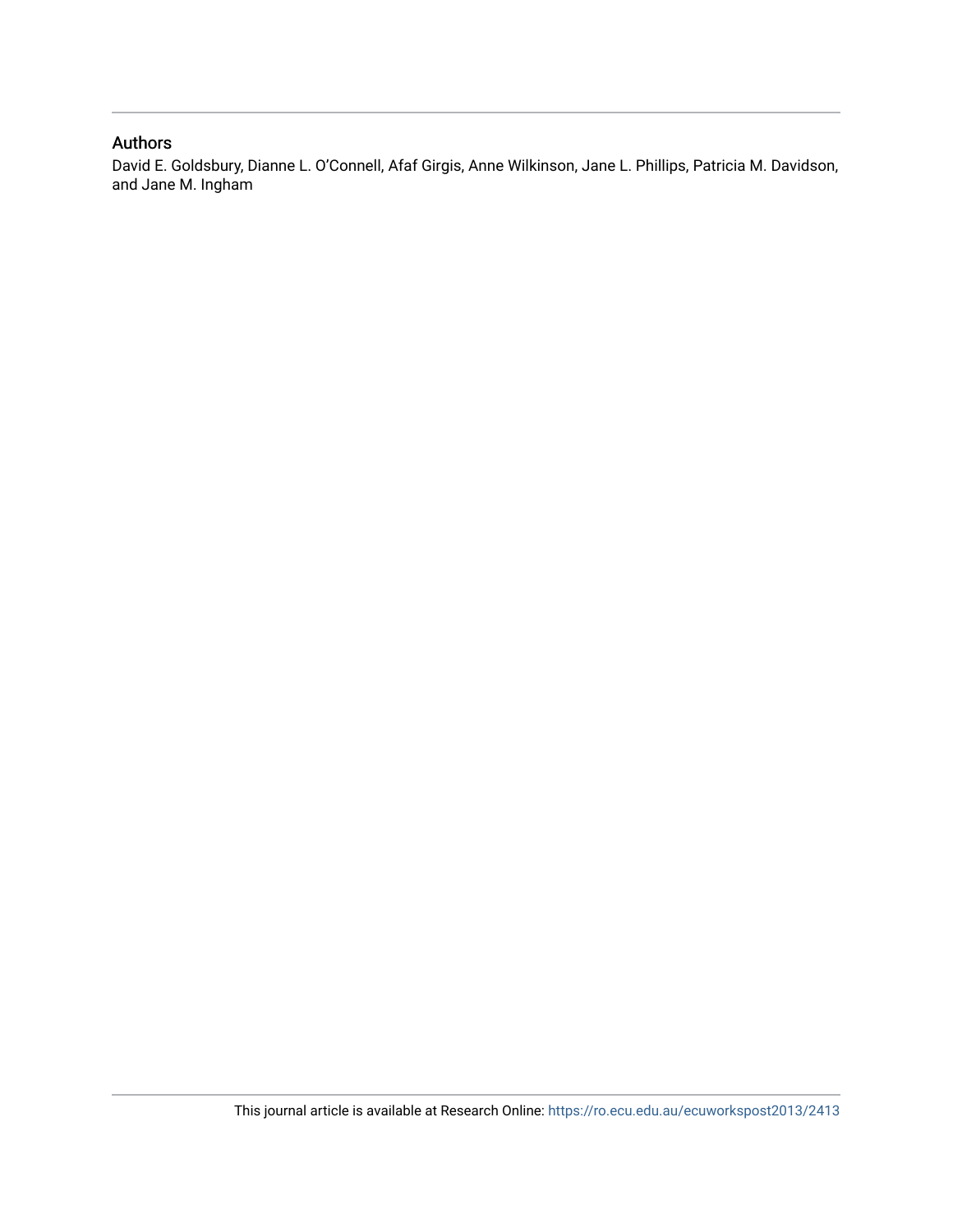## Authors

David E. Goldsbury, Dianne L. O'Connell, Afaf Girgis, Anne Wilkinson, Jane L. Phillips, Patricia M. Davidson, and Jane M. Ingham

This journal article is available at Research Online: https://ro.ecu.edu.au/ecuworkspost2013/2413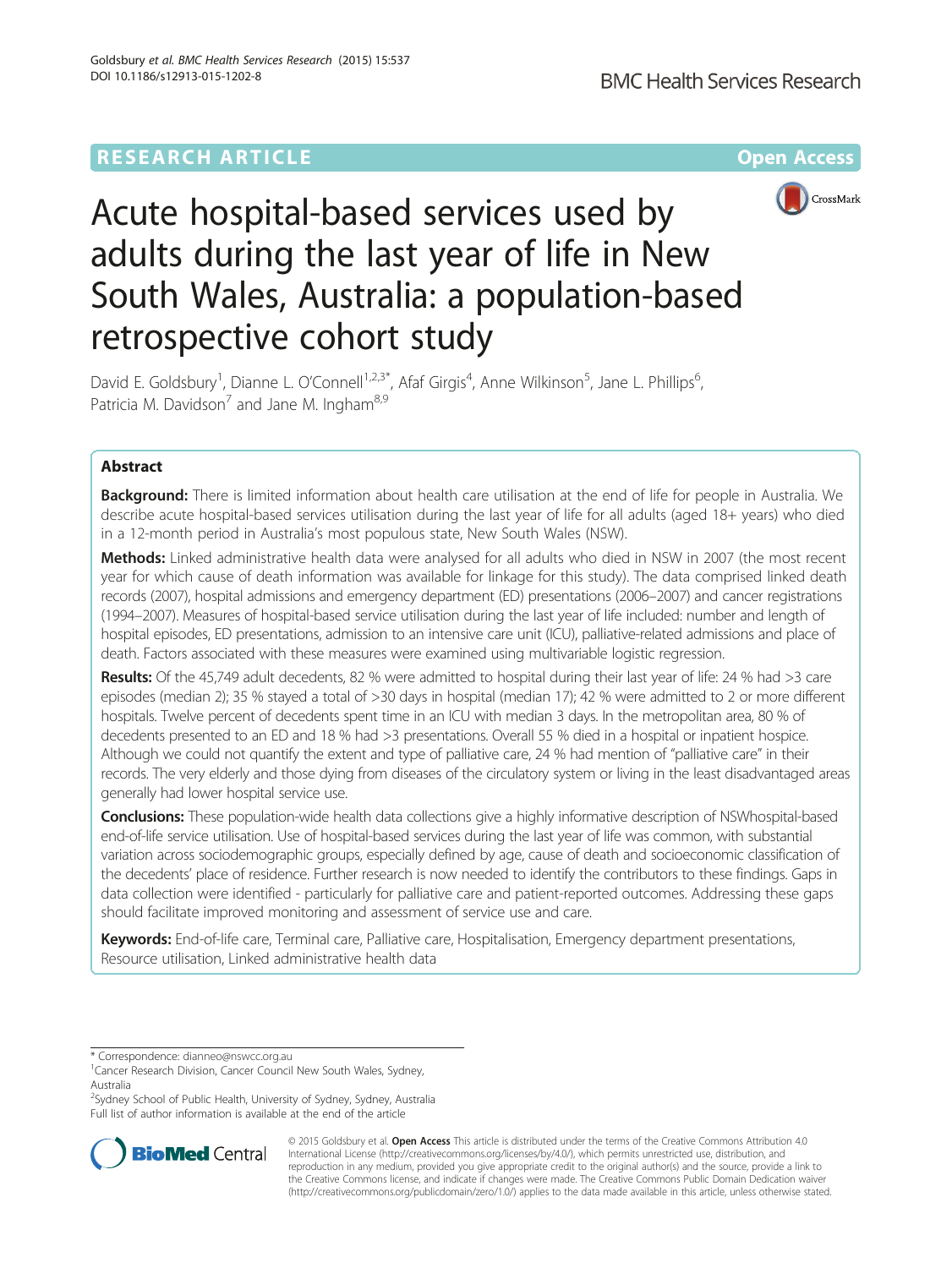# Acute hospital-based services used by adults during the last year of life in New South Wales, Australia: a population-based retrospective cohort study

David E. Goldsbury[1], Dianne L. O'Connell[1,2,3*], Afaf Girgis[4], Anne Wilkinson[5], Jane L. Phillips[6], Patricia M. Davidson[7] and Jane M. Ingham[8,9]

## Abstract

**Background:** There is limited information about health care utilisation at the end of life for people in Australia. We describe acute hospital-based services utilisation during the last year of life for all adults (aged 18+ years) who died in a 12-month period in Australia's most populous state, New South Wales (NSW).

**Methods:** Linked administrative health data were analysed for all adults who died in NSW in 2007 (the most recent year for which cause of death information was available for linkage for this study). The data comprised linked death records (2007), hospital admissions and emergency department (ED) presentations (2006–2007) and cancer registrations (1994–2007). Measures of hospital-based service utilisation during the last year of life included: number and length of hospital episodes, ED presentations, admission to an intensive care unit (ICU), palliative-related admissions and place of death. Factors associated with these measures were examined using multivariable logistic regression.

**Results:** Of the 45,749 adult decedents, 82 % were admitted to hospital during their last year of life: 24 % had >3 care episodes (median 2); 35 % stayed a total of >30 days in hospital (median 17); 42 % were admitted to 2 or more different hospitals. Twelve percent of decedents spent time in an ICU with median 3 days. In the metropolitan area, 80 % of decedents presented to an ED and 18 % had >3 presentations. Overall 55 % died in a hospital or inpatient hospice. Although we could not quantify the extent and type of palliative care, 24 % had mention of "palliative care" in their records. The very elderly and those dying from diseases of the circulatory system or living in the least disadvantaged areas generally had lower hospital service use.

**Conclusions:** These population-wide health data collections give a highly informative description of NSWhospital-based end-of-life service utilisation. Use of hospital-based services during the last year of life was common, with substantial variation across sociodemographic groups, especially defined by age, cause of death and socioeconomic classification of the decedents' place of residence. Further research is now needed to identify the contributors to these findings. Gaps in data collection were identified - particularly for palliative care and patient-reported outcomes. Addressing these gaps should facilitate improved monitoring and assessment of service use and care.

**Keywords:** End-of-life care, Terminal care, Palliative care, Hospitalisation, Emergency department presentations, Resource utilisation, Linked administrative health data

\* Correspondence: dianneo@nswcc.org.au

[1]Cancer Research Division, Cancer Council New South Wales, Sydney, Australia

[2]Sydney School of Public Health, University of Sydney, Sydney, Australia

Full list of author information is available at the end of the article

© 2015 Goldsbury et al. **Open Access** This article is distributed under the terms of the Creative Commons Attribution 4.0 International License (http://creativecommons.org/licenses/by/4.0/), which permits unrestricted use, distribution, and reproduction in any medium, provided you give appropriate credit to the original author(s) and the source, provide a link to the Creative Commons license, and indicate if changes were made. The Creative Commons Public Domain Dedication waiver (http://creativecommons.org/publicdomain/zero/1.0/) applies to the data made available in this article, unless otherwise stated.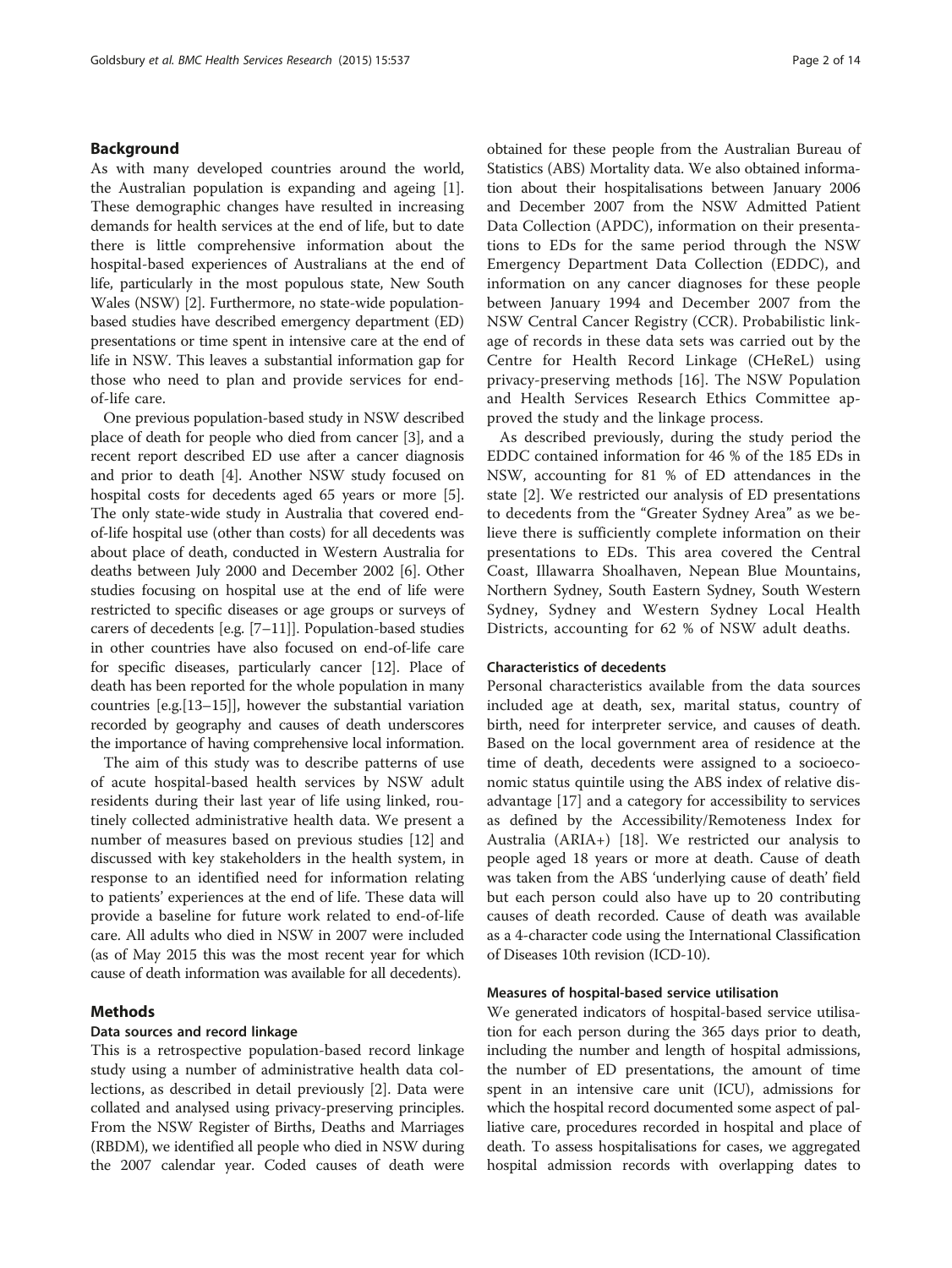## Background

As with many developed countries around the world, the Australian population is expanding and ageing [1]. These demographic changes have resulted in increasing demands for health services at the end of life, but to date there is little comprehensive information about the hospital-based experiences of Australians at the end of life, particularly in the most populous state, New South Wales (NSW) [2]. Furthermore, no state-wide population-based studies have described emergency department (ED) presentations or time spent in intensive care at the end of life in NSW. This leaves a substantial information gap for those who need to plan and provide services for end-of-life care.

One previous population-based study in NSW described place of death for people who died from cancer [3], and a recent report described ED use after a cancer diagnosis and prior to death [4]. Another NSW study focused on hospital costs for decedents aged 65 years or more [5]. The only state-wide study in Australia that covered end-of-life hospital use (other than costs) for all decedents was about place of death, conducted in Western Australia for deaths between July 2000 and December 2002 [6]. Other studies focusing on hospital use at the end of life were restricted to specific diseases or age groups or surveys of carers of decedents [e.g. [7–11]]. Population-based studies in other countries have also focused on end-of-life care for specific diseases, particularly cancer [12]. Place of death has been reported for the whole population in many countries [e.g.[13–15]], however the substantial variation recorded by geography and causes of death underscores the importance of having comprehensive local information.

The aim of this study was to describe patterns of use of acute hospital-based health services by NSW adult residents during their last year of life using linked, routinely collected administrative health data. We present a number of measures based on previous studies [12] and discussed with key stakeholders in the health system, in response to an identified need for information relating to patients' experiences at the end of life. These data will provide a baseline for future work related to end-of-life care. All adults who died in NSW in 2007 were included (as of May 2015 this was the most recent year for which cause of death information was available for all decedents).

## Methods

### Data sources and record linkage

This is a retrospective population-based record linkage study using a number of administrative health data collections, as described in detail previously [2]. Data were collated and analysed using privacy-preserving principles. From the NSW Register of Births, Deaths and Marriages (RBDM), we identified all people who died in NSW during the 2007 calendar year. Coded causes of death were obtained for these people from the Australian Bureau of Statistics (ABS) Mortality data. We also obtained information about their hospitalisations between January 2006 and December 2007 from the NSW Admitted Patient Data Collection (APDC), information on their presentations to EDs for the same period through the NSW Emergency Department Data Collection (EDDC), and information on any cancer diagnoses for these people between January 1994 and December 2007 from the NSW Central Cancer Registry (CCR). Probabilistic linkage of records in these data sets was carried out by the Centre for Health Record Linkage (CHeReL) using privacy-preserving methods [16]. The NSW Population and Health Services Research Ethics Committee approved the study and the linkage process.

As described previously, during the study period the EDDC contained information for 46 % of the 185 EDs in NSW, accounting for 81 % of ED attendances in the state [2]. We restricted our analysis of ED presentations to decedents from the "Greater Sydney Area" as we believe there is sufficiently complete information on their presentations to EDs. This area covered the Central Coast, Illawarra Shoalhaven, Nepean Blue Mountains, Northern Sydney, South Eastern Sydney, South Western Sydney, Sydney and Western Sydney Local Health Districts, accounting for 62 % of NSW adult deaths.

### Characteristics of decedents

Personal characteristics available from the data sources included age at death, sex, marital status, country of birth, need for interpreter service, and causes of death. Based on the local government area of residence at the time of death, decedents were assigned to a socioeconomic status quintile using the ABS index of relative disadvantage [17] and a category for accessibility to services as defined by the Accessibility/Remoteness Index for Australia (ARIA+) [18]. We restricted our analysis to people aged 18 years or more at death. Cause of death was taken from the ABS 'underlying cause of death' field but each person could also have up to 20 contributing causes of death recorded. Cause of death was available as a 4-character code using the International Classification of Diseases 10th revision (ICD-10).

### Measures of hospital-based service utilisation

We generated indicators of hospital-based service utilisation for each person during the 365 days prior to death, including the number and length of hospital admissions, the number of ED presentations, the amount of time spent in an intensive care unit (ICU), admissions for which the hospital record documented some aspect of palliative care, procedures recorded in hospital and place of death. To assess hospitalisations for cases, we aggregated hospital admission records with overlapping dates to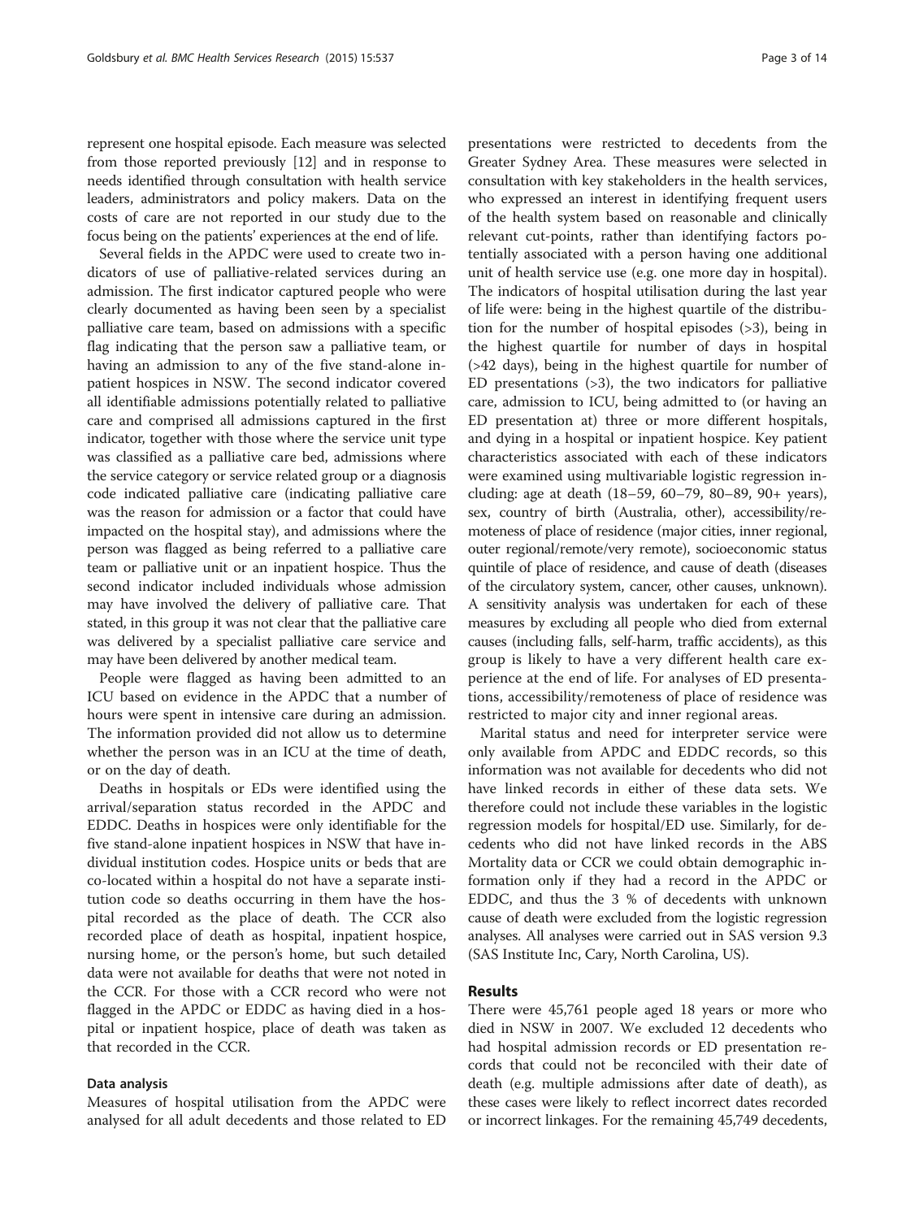represent one hospital episode. Each measure was selected from those reported previously [12] and in response to needs identified through consultation with health service leaders, administrators and policy makers. Data on the costs of care are not reported in our study due to the focus being on the patients' experiences at the end of life.

Several fields in the APDC were used to create two indicators of use of palliative-related services during an admission. The first indicator captured people who were clearly documented as having been seen by a specialist palliative care team, based on admissions with a specific flag indicating that the person saw a palliative team, or having an admission to any of the five stand-alone inpatient hospices in NSW. The second indicator covered all identifiable admissions potentially related to palliative care and comprised all admissions captured in the first indicator, together with those where the service unit type was classified as a palliative care bed, admissions where the service category or service related group or a diagnosis code indicated palliative care (indicating palliative care was the reason for admission or a factor that could have impacted on the hospital stay), and admissions where the person was flagged as being referred to a palliative care team or palliative unit or an inpatient hospice. Thus the second indicator included individuals whose admission may have involved the delivery of palliative care. That stated, in this group it was not clear that the palliative care was delivered by a specialist palliative care service and may have been delivered by another medical team.

People were flagged as having been admitted to an ICU based on evidence in the APDC that a number of hours were spent in intensive care during an admission. The information provided did not allow us to determine whether the person was in an ICU at the time of death, or on the day of death.

Deaths in hospitals or EDs were identified using the arrival/separation status recorded in the APDC and EDDC. Deaths in hospices were only identifiable for the five stand-alone inpatient hospices in NSW that have individual institution codes. Hospice units or beds that are co-located within a hospital do not have a separate institution code so deaths occurring in them have the hospital recorded as the place of death. The CCR also recorded place of death as hospital, inpatient hospice, nursing home, or the person's home, but such detailed data were not available for deaths that were not noted in the CCR. For those with a CCR record who were not flagged in the APDC or EDDC as having died in a hospital or inpatient hospice, place of death was taken as that recorded in the CCR.

### Data analysis

Measures of hospital utilisation from the APDC were analysed for all adult decedents and those related to ED presentations were restricted to decedents from the Greater Sydney Area. These measures were selected in consultation with key stakeholders in the health services, who expressed an interest in identifying frequent users of the health system based on reasonable and clinically relevant cut-points, rather than identifying factors potentially associated with a person having one additional unit of health service use (e.g. one more day in hospital). The indicators of hospital utilisation during the last year of life were: being in the highest quartile of the distribution for the number of hospital episodes (>3), being in the highest quartile for number of days in hospital (>42 days), being in the highest quartile for number of ED presentations (>3), the two indicators for palliative care, admission to ICU, being admitted to (or having an ED presentation at) three or more different hospitals, and dying in a hospital or inpatient hospice. Key patient characteristics associated with each of these indicators were examined using multivariable logistic regression including: age at death (18–59, 60–79, 80–89, 90+ years), sex, country of birth (Australia, other), accessibility/remoteness of place of residence (major cities, inner regional, outer regional/remote/very remote), socioeconomic status quintile of place of residence, and cause of death (diseases of the circulatory system, cancer, other causes, unknown). A sensitivity analysis was undertaken for each of these measures by excluding all people who died from external causes (including falls, self-harm, traffic accidents), as this group is likely to have a very different health care experience at the end of life. For analyses of ED presentations, accessibility/remoteness of place of residence was restricted to major city and inner regional areas.

Marital status and need for interpreter service were only available from APDC and EDDC records, so this information was not available for decedents who did not have linked records in either of these data sets. We therefore could not include these variables in the logistic regression models for hospital/ED use. Similarly, for decedents who did not have linked records in the ABS Mortality data or CCR we could obtain demographic information only if they had a record in the APDC or EDDC, and thus the 3 % of decedents with unknown cause of death were excluded from the logistic regression analyses. All analyses were carried out in SAS version 9.3 (SAS Institute Inc, Cary, North Carolina, US).

## Results

There were 45,761 people aged 18 years or more who died in NSW in 2007. We excluded 12 decedents who had hospital admission records or ED presentation records that could not be reconciled with their date of death (e.g. multiple admissions after date of death), as these cases were likely to reflect incorrect dates recorded or incorrect linkages. For the remaining 45,749 decedents,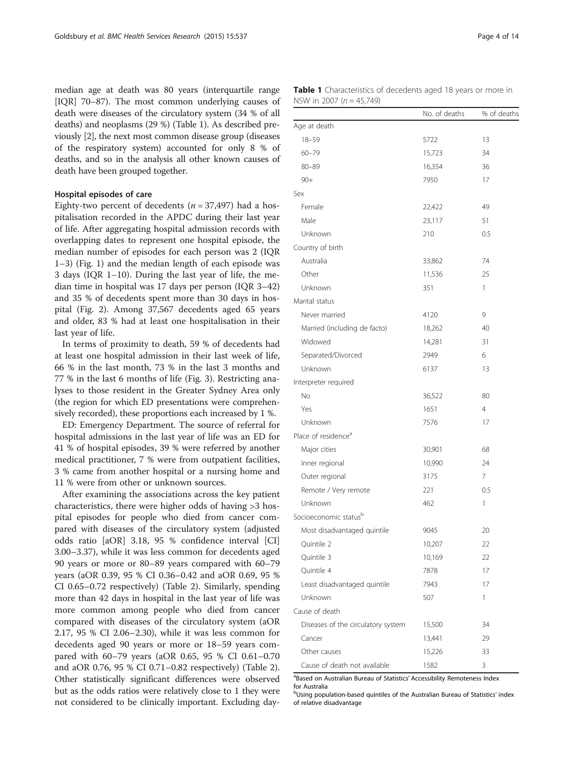median age at death was 80 years (interquartile range [IQR] 70–87). The most common underlying causes of death were diseases of the circulatory system (34 % of all deaths) and neoplasms (29 %) (Table 1). As described previously [2], the next most common disease group (diseases of the respiratory system) accounted for only 8 % of deaths, and so in the analysis all other known causes of death have been grouped together.

#### Hospital episodes of care

Eighty-two percent of decedents ($n = 37{,}497$) had a hospitalisation recorded in the APDC during their last year of life. After aggregating hospital admission records with overlapping dates to represent one hospital episode, the median number of episodes for each person was 2 (IQR 1–3) (Fig. 1) and the median length of each episode was 3 days (IQR 1–10). During the last year of life, the median time in hospital was 17 days per person (IQR 3–42) and 35 % of decedents spent more than 30 days in hospital (Fig. 2). Among 37,567 decedents aged 65 years and older, 83 % had at least one hospitalisation in their last year of life.

In terms of proximity to death, 59 % of decedents had at least one hospital admission in their last week of life, 66 % in the last month, 73 % in the last 3 months and 77 % in the last 6 months of life (Fig. 3). Restricting analyses to those resident in the Greater Sydney Area only (the region for which ED presentations were comprehensively recorded), these proportions each increased by 1 %.

ED: Emergency Department. The source of referral for hospital admissions in the last year of life was an ED for 41 % of hospital episodes, 39 % were referred by another medical practitioner, 7 % were from outpatient facilities, 3 % came from another hospital or a nursing home and 11 % were from other or unknown sources.

After examining the associations across the key patient characteristics, there were higher odds of having >3 hospital episodes for people who died from cancer compared with diseases of the circulatory system (adjusted odds ratio [aOR] 3.18, 95 % confidence interval [CI] 3.00–3.37), while it was less common for decedents aged 90 years or more or 80–89 years compared with 60–79 years (aOR 0.39, 95 % CI 0.36–0.42 and aOR 0.69, 95 % CI 0.65–0.72 respectively) (Table 2). Similarly, spending more than 42 days in hospital in the last year of life was more common among people who died from cancer compared with diseases of the circulatory system (aOR 2.17, 95 % CI 2.06–2.30), while it was less common for decedents aged 90 years or more or 18–59 years compared with 60–79 years (aOR 0.65, 95 % CI 0.61–0.70 and aOR 0.76, 95 % CI 0.71–0.82 respectively) (Table 2). Other statistically significant differences were observed but as the odds ratios were relatively close to 1 they were not considered to be clinically important. Excluding day-

**Table 1** Characteristics of decedents aged 18 years or more in NSW in 2007 ($n = 45{,}749$)

| | No. of deaths | % of deaths |
|---|---|---|
| Age at death | | |
| 18–59 | 5722 | 13 |
| 60–79 | 15,723 | 34 |
| 80–89 | 16,354 | 36 |
| 90+ | 7950 | 17 |
| Sex | | |
| Female | 22,422 | 49 |
| Male | 23,117 | 51 |
| Unknown | 210 | 0.5 |
| Country of birth | | |
| Australia | 33,862 | 74 |
| Other | 11,536 | 25 |
| Unknown | 351 | 1 |
| Marital status | | |
| Never married | 4120 | 9 |
| Married (including de facto) | 18,262 | 40 |
| Widowed | 14,281 | 31 |
| Separated/Divorced | 2949 | 6 |
| Unknown | 6137 | 13 |
| Interpreter required | | |
| No | 36,522 | 80 |
| Yes | 1651 | 4 |
| Unknown | 7576 | 17 |
| Place of residence[a] | | |
| Major cities | 30,901 | 68 |
| Inner regional | 10,990 | 24 |
| Outer regional | 3175 | 7 |
| Remote / Very remote | 221 | 0.5 |
| Unknown | 462 | 1 |
| Socioeconomic status[b] | | |
| Most disadvantaged quintile | 9045 | 20 |
| Quintile 2 | 10,207 | 22 |
| Quintile 3 | 10,169 | 22 |
| Quintile 4 | 7878 | 17 |
| Least disadvantaged quintile | 7943 | 17 |
| Unknown | 507 | 1 |
| Cause of death | | |
| Diseases of the circulatory system | 15,500 | 34 |
| Cancer | 13,441 | 29 |
| Other causes | 15,226 | 33 |
| Cause of death not available | 1582 | 3 |

[a]Based on Australian Bureau of Statistics' Accessibility Remoteness Index for Australia
[b]Using population-based quintiles of the Australian Bureau of Statistics' index of relative disadvantage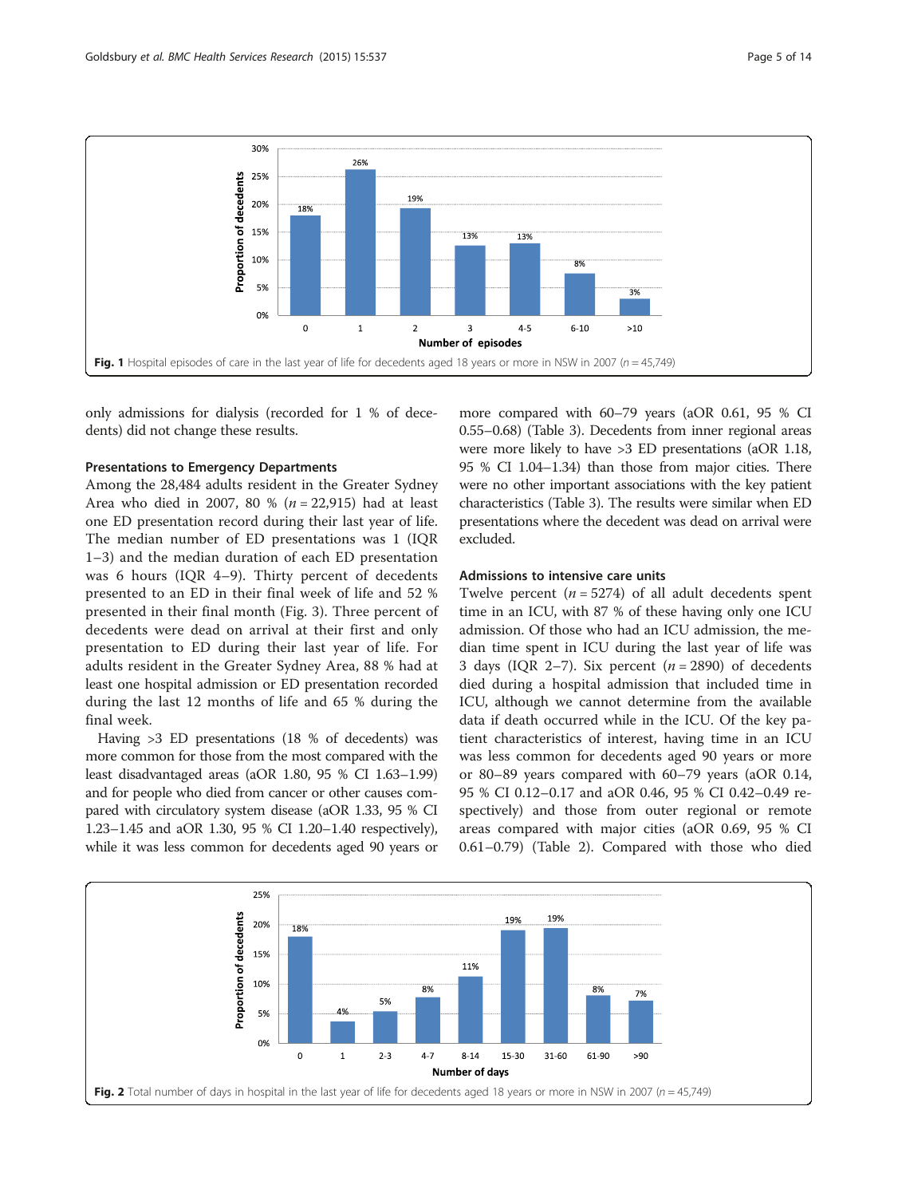30%
25%
20%
15%
10%
5%
0%

Proportion of decedents

18%
26%
19%
13%
13%
8%
3%

0
1
2
3
4-5
6-10
>10

Number of episodes

**Fig. 1** Hospital episodes of care in the last year of life for decedents aged 18 years or more in NSW in 2007 ($n = 45{,}749$)

only admissions for dialysis (recorded for 1 % of decedents) did not change these results.

#### Presentations to Emergency Departments

Among the 28,484 adults resident in the Greater Sydney Area who died in 2007, 80 % ($n = 22{,}915$) had at least one ED presentation record during their last year of life. The median number of ED presentations was 1 (IQR 1–3) and the median duration of each ED presentation was 6 hours (IQR 4–9). Thirty percent of decedents presented to an ED in their final week of life and 52 % presented in their final month (Fig. 3). Three percent of decedents were dead on arrival at their first and only presentation to ED during their last year of life. For adults resident in the Greater Sydney Area, 88 % had at least one hospital admission or ED presentation recorded during the last 12 months of life and 65 % during the final week.

Having >3 ED presentations (18 % of decedents) was more common for those from the most compared with the least disadvantaged areas (aOR 1.80, 95 % CI 1.63–1.99) and for people who died from cancer or other causes compared with circulatory system disease (aOR 1.33, 95 % CI 1.23–1.45 and aOR 1.30, 95 % CI 1.20–1.40 respectively), while it was less common for decedents aged 90 years or more compared with 60–79 years (aOR 0.61, 95 % CI 0.55–0.68) (Table 3). Decedents from inner regional areas were more likely to have >3 ED presentations (aOR 1.18, 95 % CI 1.04–1.34) than those from major cities. There were no other important associations with the key patient characteristics (Table 3). The results were similar when ED presentations where the decedent was dead on arrival were excluded.

#### Admissions to intensive care units

Twelve percent ($n = 5274$) of all adult decedents spent time in an ICU, with 87 % of these having only one ICU admission. Of those who had an ICU admission, the median time spent in ICU during the last year of life was 3 days (IQR 2–7). Six percent ($n = 2890$) of decedents died during a hospital admission that included time in ICU, although we cannot determine from the available data if death occurred while in the ICU. Of the key patient characteristics of interest, having time in an ICU was less common for decedents aged 90 years or more or 80–89 years compared with 60–79 years (aOR 0.14, 95 % CI 0.12–0.17 and aOR 0.46, 95 % CI 0.42–0.49 respectively) and those from outer regional or remote areas compared with major cities (aOR 0.69, 95 % CI 0.61–0.79) (Table 2). Compared with those who died

25%
20%
15%
10%
5%
0%

Proportion of decedents

18%
4%
5%
8%
11%
19%
19%
8%
7%

0
1
2-3
4-7
8-14
15-30
31-60
61-90
>90

Number of days

**Fig. 2** Total number of days in hospital in the last year of life for decedents aged 18 years or more in NSW in 2007 ($n = 45{,}749$)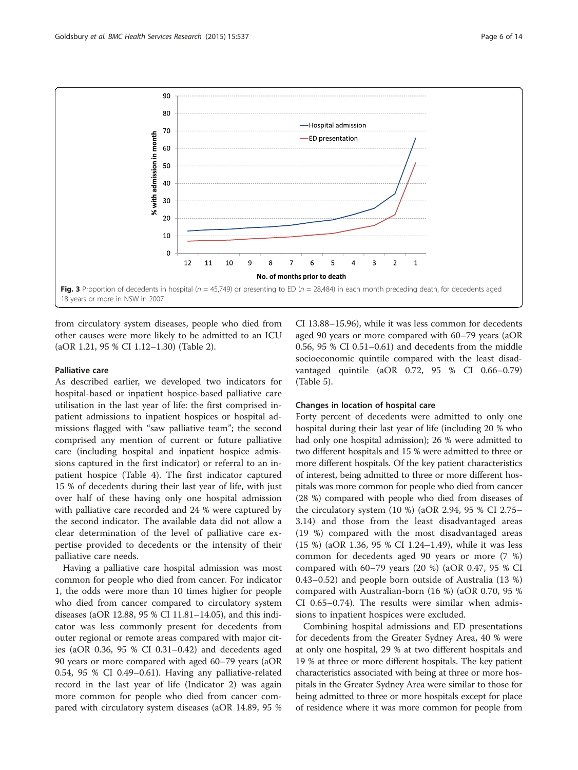90
80
70
60
50
40
30
20
10
0

% with admission in month

Hospital admission
ED presentation

12 11 10 9 8 7 6 5 4 3 2 1

No. of months prior to death

**Fig. 3** Proportion of decedents in hospital (*n* = 45,749) or presenting to ED (*n* = 28,484) in each month preceding death, for decedents aged 18 years or more in NSW in 2007

from circulatory system diseases, people who died from other causes were more likely to be admitted to an ICU (aOR 1.21, 95 % CI 1.12–1.30) (Table 2).

#### Palliative care

As described earlier, we developed two indicators for hospital-based or inpatient hospice-based palliative care utilisation in the last year of life: the first comprised inpatient admissions to inpatient hospices or hospital admissions flagged with "saw palliative team"; the second comprised any mention of current or future palliative care (including hospital and inpatient hospice admissions captured in the first indicator) or referral to an inpatient hospice (Table 4). The first indicator captured 15 % of decedents during their last year of life, with just over half of these having only one hospital admission with palliative care recorded and 24 % were captured by the second indicator. The available data did not allow a clear determination of the level of palliative care expertise provided to decedents or the intensity of their palliative care needs.

Having a palliative care hospital admission was most common for people who died from cancer. For indicator 1, the odds were more than 10 times higher for people who died from cancer compared to circulatory system diseases (aOR 12.88, 95 % CI 11.81–14.05), and this indicator was less commonly present for decedents from outer regional or remote areas compared with major cities (aOR 0.36, 95 % CI 0.31–0.42) and decedents aged 90 years or more compared with aged 60–79 years (aOR 0.54, 95 % CI 0.49–0.61). Having any palliative-related record in the last year of life (Indicator 2) was again more common for people who died from cancer compared with circulatory system diseases (aOR 14.89, 95 % CI 13.88–15.96), while it was less common for decedents aged 90 years or more compared with 60–79 years (aOR 0.56, 95 % CI 0.51–0.61) and decedents from the middle socioeconomic quintile compared with the least disadvantaged quintile (aOR 0.72, 95 % CI 0.66–0.79) (Table 5).

#### Changes in location of hospital care

Forty percent of decedents were admitted to only one hospital during their last year of life (including 20 % who had only one hospital admission); 26 % were admitted to two different hospitals and 15 % were admitted to three or more different hospitals. Of the key patient characteristics of interest, being admitted to three or more different hospitals was more common for people who died from cancer (28 %) compared with people who died from diseases of the circulatory system (10 %) (aOR 2.94, 95 % CI 2.75–3.14) and those from the least disadvantaged areas (19 %) compared with the most disadvantaged areas (15 %) (aOR 1.36, 95 % CI 1.24–1.49), while it was less common for decedents aged 90 years or more (7 %) compared with 60–79 years (20 %) (aOR 0.47, 95 % CI 0.43–0.52) and people born outside of Australia (13 %) compared with Australian-born (16 %) (aOR 0.70, 95 % CI 0.65–0.74). The results were similar when admissions to inpatient hospices were excluded.

Combining hospital admissions and ED presentations for decedents from the Greater Sydney Area, 40 % were at only one hospital, 29 % at two different hospitals and 19 % at three or more different hospitals. The key patient characteristics associated with being at three or more hospitals in the Greater Sydney Area were similar to those for being admitted to three or more hospitals except for place of residence where it was more common for people from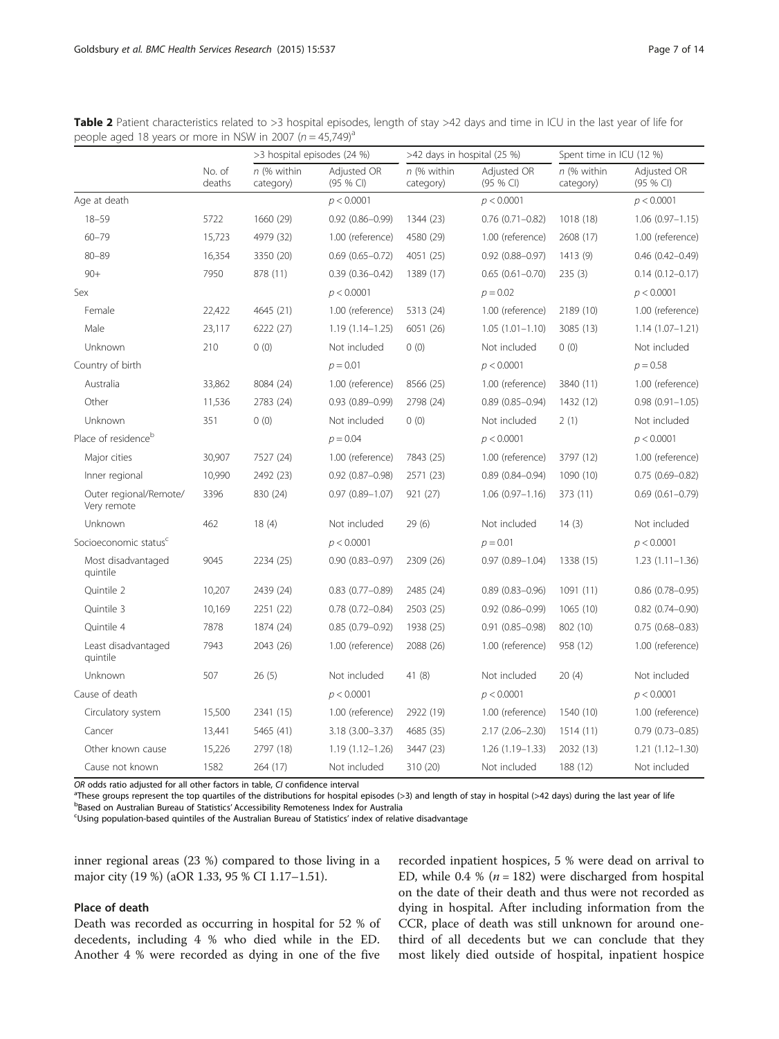**Table 2** Patient characteristics related to >3 hospital episodes, length of stay >42 days and time in ICU in the last year of life for people aged 18 years or more in NSW in 2007 ($n = 45,749$)[a]

| | No. of deaths | >3 hospital episodes (24 %) | | >42 days in hospital (25 %) | | Spent time in ICU (12 %) | |
|---|---|---|---|---|---|---|---|
| | | n (% within category) | Adjusted OR (95 % CI) | n (% within category) | Adjusted OR (95 % CI) | n (% within category) | Adjusted OR (95 % CI) |
| Age at death | | | $p < 0.0001$ | | $p < 0.0001$ | | $p < 0.0001$ |
| 18–59 | 5722 | 1660 (29) | 0.92 (0.86–0.99) | 1344 (23) | 0.76 (0.71–0.82) | 1018 (18) | 1.06 (0.97–1.15) |
| 60–79 | 15,723 | 4979 (32) | 1.00 (reference) | 4580 (29) | 1.00 (reference) | 2608 (17) | 1.00 (reference) |
| 80–89 | 16,354 | 3350 (20) | 0.69 (0.65–0.72) | 4051 (25) | 0.92 (0.88–0.97) | 1413 (9) | 0.46 (0.42–0.49) |
| 90+ | 7950 | 878 (11) | 0.39 (0.36–0.42) | 1389 (17) | 0.65 (0.61–0.70) | 235 (3) | 0.14 (0.12–0.17) |
| Sex | | | $p < 0.0001$ | | $p = 0.02$ | | $p < 0.0001$ |
| Female | 22,422 | 4645 (21) | 1.00 (reference) | 5313 (24) | 1.00 (reference) | 2189 (10) | 1.00 (reference) |
| Male | 23,117 | 6222 (27) | 1.19 (1.14–1.25) | 6051 (26) | 1.05 (1.01–1.10) | 3085 (13) | 1.14 (1.07–1.21) |
| Unknown | 210 | 0 (0) | Not included | 0 (0) | Not included | 0 (0) | Not included |
| Country of birth | | | $p = 0.01$ | | $p < 0.0001$ | | $p = 0.58$ |
| Australia | 33,862 | 8084 (24) | 1.00 (reference) | 8566 (25) | 1.00 (reference) | 3840 (11) | 1.00 (reference) |
| Other | 11,536 | 2783 (24) | 0.93 (0.89–0.99) | 2798 (24) | 0.89 (0.85–0.94) | 1432 (12) | 0.98 (0.91–1.05) |
| Unknown | 351 | 0 (0) | Not included | 0 (0) | Not included | 2 (1) | Not included |
| Place of residence[b] | | | $p = 0.04$ | | $p < 0.0001$ | | $p < 0.0001$ |
| Major cities | 30,907 | 7527 (24) | 1.00 (reference) | 7843 (25) | 1.00 (reference) | 3797 (12) | 1.00 (reference) |
| Inner regional | 10,990 | 2492 (23) | 0.92 (0.87–0.98) | 2571 (23) | 0.89 (0.84–0.94) | 1090 (10) | 0.75 (0.69–0.82) |
| Outer regional/Remote/ Very remote | 3396 | 830 (24) | 0.97 (0.89–1.07) | 921 (27) | 1.06 (0.97–1.16) | 373 (11) | 0.69 (0.61–0.79) |
| Unknown | 462 | 18 (4) | Not included | 29 (6) | Not included | 14 (3) | Not included |
| Socioeconomic status[c] | | | $p < 0.0001$ | | $p = 0.01$ | | $p < 0.0001$ |
| Most disadvantaged quintile | 9045 | 2234 (25) | 0.90 (0.83–0.97) | 2309 (26) | 0.97 (0.89–1.04) | 1338 (15) | 1.23 (1.11–1.36) |
| Quintile 2 | 10,207 | 2439 (24) | 0.83 (0.77–0.89) | 2485 (24) | 0.89 (0.83–0.96) | 1091 (11) | 0.86 (0.78–0.95) |
| Quintile 3 | 10,169 | 2251 (22) | 0.78 (0.72–0.84) | 2503 (25) | 0.92 (0.86–0.99) | 1065 (10) | 0.82 (0.74–0.90) |
| Quintile 4 | 7878 | 1874 (24) | 0.85 (0.79–0.92) | 1938 (25) | 0.91 (0.85–0.98) | 802 (10) | 0.75 (0.68–0.83) |
| Least disadvantaged quintile | 7943 | 2043 (26) | 1.00 (reference) | 2088 (26) | 1.00 (reference) | 958 (12) | 1.00 (reference) |
| Unknown | 507 | 26 (5) | Not included | 41 (8) | Not included | 20 (4) | Not included |
| Cause of death | | | $p < 0.0001$ | | $p < 0.0001$ | | $p < 0.0001$ |
| Circulatory system | 15,500 | 2341 (15) | 1.00 (reference) | 2922 (19) | 1.00 (reference) | 1540 (10) | 1.00 (reference) |
| Cancer | 13,441 | 5465 (41) | 3.18 (3.00–3.37) | 4685 (35) | 2.17 (2.06–2.30) | 1514 (11) | 0.79 (0.73–0.85) |
| Other known cause | 15,226 | 2797 (18) | 1.19 (1.12–1.26) | 3447 (23) | 1.26 (1.19–1.33) | 2032 (13) | 1.21 (1.12–1.30) |
| Cause not known | 1582 | 264 (17) | Not included | 310 (20) | Not included | 188 (12) | Not included |

*OR* odds ratio adjusted for all other factors in table, *CI* confidence interval

[a]These groups represent the top quartiles of the distributions for hospital episodes (>3) and length of stay in hospital (>42 days) during the last year of life

[b]Based on Australian Bureau of Statistics' Accessibility Remoteness Index for Australia

[c]Using population-based quintiles of the Australian Bureau of Statistics' index of relative disadvantage

inner regional areas (23 %) compared to those living in a major city (19 %) (aOR 1.33, 95 % CI 1.17–1.51).

### Place of death

Death was recorded as occurring in hospital for 52 % of decedents, including 4 % who died while in the ED. Another 4 % were recorded as dying in one of the five recorded inpatient hospices, 5 % were dead on arrival to ED, while 0.4 % ($n = 182$) were discharged from hospital on the date of their death and thus were not recorded as dying in hospital. After including information from the CCR, place of death was still unknown for around one-third of all decedents but we can conclude that they most likely died outside of hospital, inpatient hospice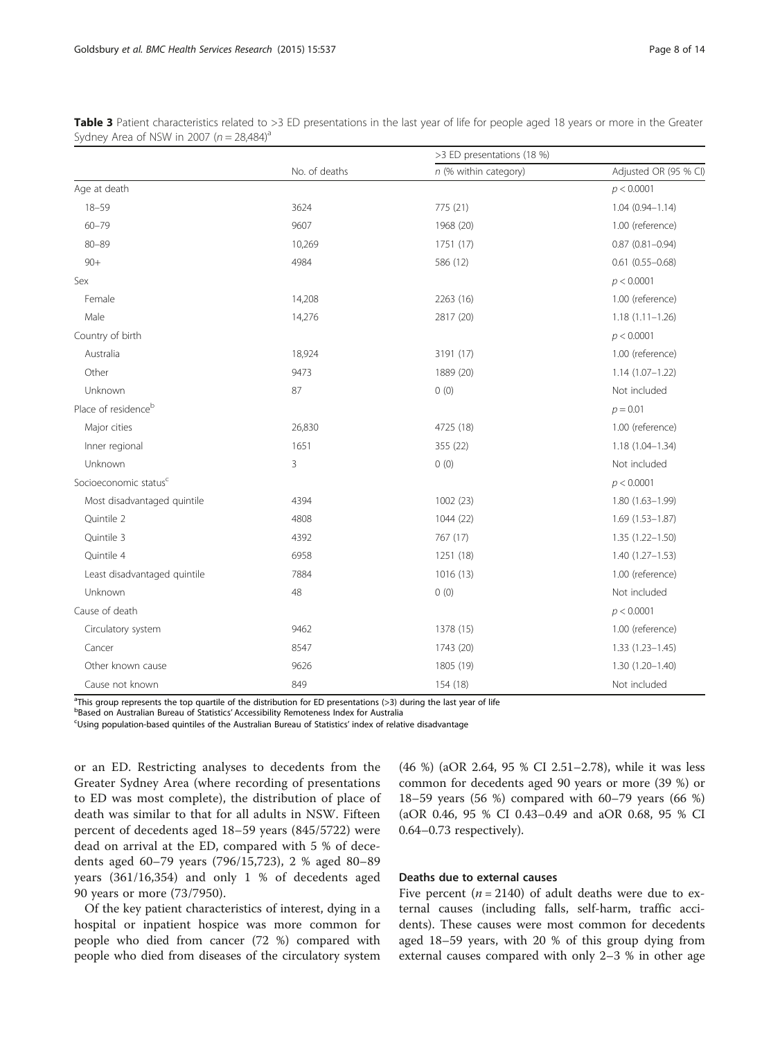**Table 3** Patient characteristics related to >3 ED presentations in the last year of life for people aged 18 years or more in the Greater Sydney Area of NSW in 2007 ($n = 28{,}484$)[a]

| | No. of deaths | >3 ED presentations (18 %) *n* (% within category) | Adjusted OR (95 % CI) |
|---|---|---|---|
| Age at death | | | $p < 0.0001$ |
| 18–59 | 3624 | 775 (21) | 1.04 (0.94–1.14) |
| 60–79 | 9607 | 1968 (20) | 1.00 (reference) |
| 80–89 | 10,269 | 1751 (17) | 0.87 (0.81–0.94) |
| 90+ | 4984 | 586 (12) | 0.61 (0.55–0.68) |
| Sex | | | $p < 0.0001$ |
| Female | 14,208 | 2263 (16) | 1.00 (reference) |
| Male | 14,276 | 2817 (20) | 1.18 (1.11–1.26) |
| Country of birth | | | $p < 0.0001$ |
| Australia | 18,924 | 3191 (17) | 1.00 (reference) |
| Other | 9473 | 1889 (20) | 1.14 (1.07–1.22) |
| Unknown | 87 | 0 (0) | Not included |
| Place of residence[b] | | | $p = 0.01$ |
| Major cities | 26,830 | 4725 (18) | 1.00 (reference) |
| Inner regional | 1651 | 355 (22) | 1.18 (1.04–1.34) |
| Unknown | 3 | 0 (0) | Not included |
| Socioeconomic status[c] | | | $p < 0.0001$ |
| Most disadvantaged quintile | 4394 | 1002 (23) | 1.80 (1.63–1.99) |
| Quintile 2 | 4808 | 1044 (22) | 1.69 (1.53–1.87) |
| Quintile 3 | 4392 | 767 (17) | 1.35 (1.22–1.50) |
| Quintile 4 | 6958 | 1251 (18) | 1.40 (1.27–1.53) |
| Least disadvantaged quintile | 7884 | 1016 (13) | 1.00 (reference) |
| Unknown | 48 | 0 (0) | Not included |
| Cause of death | | | $p < 0.0001$ |
| Circulatory system | 9462 | 1378 (15) | 1.00 (reference) |
| Cancer | 8547 | 1743 (20) | 1.33 (1.23–1.45) |
| Other known cause | 9626 | 1805 (19) | 1.30 (1.20–1.40) |
| Cause not known | 849 | 154 (18) | Not included |

[a]This group represents the top quartile of the distribution for ED presentations (>3) during the last year of life
[b]Based on Australian Bureau of Statistics' Accessibility Remoteness Index for Australia
[c]Using population-based quintiles of the Australian Bureau of Statistics' index of relative disadvantage

or an ED. Restricting analyses to decedents from the Greater Sydney Area (where recording of presentations to ED was most complete), the distribution of place of death was similar to that for all adults in NSW. Fifteen percent of decedents aged 18–59 years (845/5722) were dead on arrival at the ED, compared with 5 % of decedents aged 60–79 years (796/15,723), 2 % aged 80–89 years (361/16,354) and only 1 % of decedents aged 90 years or more (73/7950).

Of the key patient characteristics of interest, dying in a hospital or inpatient hospice was more common for people who died from cancer (72 %) compared with people who died from diseases of the circulatory system (46 %) (aOR 2.64, 95 % CI 2.51–2.78), while it was less common for decedents aged 90 years or more (39 %) or 18–59 years (56 %) compared with 60–79 years (66 %) (aOR 0.46, 95 % CI 0.43–0.49 and aOR 0.68, 95 % CI 0.64–0.73 respectively).

### Deaths due to external causes

Five percent ($n = 2140$) of adult deaths were due to external causes (including falls, self-harm, traffic accidents). These causes were most common for decedents aged 18–59 years, with 20 % of this group dying from external causes compared with only 2–3 % in other age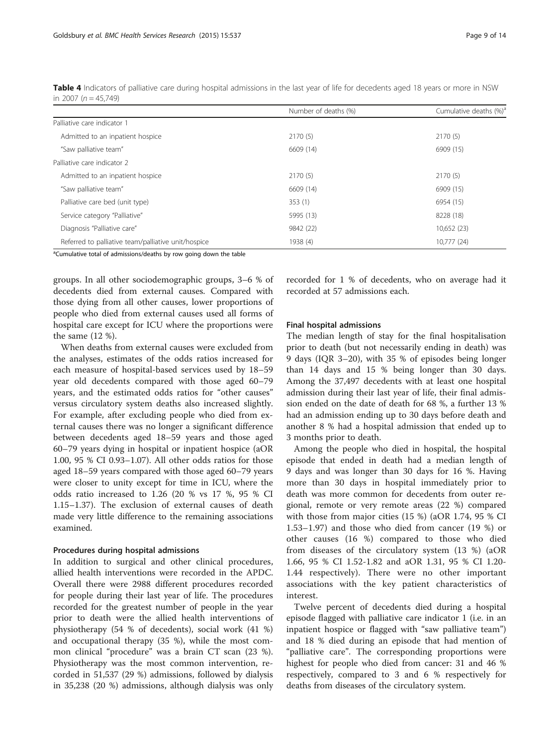**Table 4** Indicators of palliative care during hospital admissions in the last year of life for decedents aged 18 years or more in NSW in 2007 ($n = 45,749$)

| | Number of deaths (%) | Cumulative deaths (%)[a] |
|---|---|---|
| Palliative care indicator 1 | | |
| Admitted to an inpatient hospice | 2170 (5) | 2170 (5) |
| "Saw palliative team" | 6609 (14) | 6909 (15) |
| Palliative care indicator 2 | | |
| Admitted to an inpatient hospice | 2170 (5) | 2170 (5) |
| "Saw palliative team" | 6609 (14) | 6909 (15) |
| Palliative care bed (unit type) | 353 (1) | 6954 (15) |
| Service category "Palliative" | 5995 (13) | 8228 (18) |
| Diagnosis "Palliative care" | 9842 (22) | 10,652 (23) |
| Referred to palliative team/palliative unit/hospice | 1938 (4) | 10,777 (24) |

[a]Cumulative total of admissions/deaths by row going down the table

groups. In all other sociodemographic groups, 3–6 % of decedents died from external causes. Compared with those dying from all other causes, lower proportions of people who died from external causes used all forms of hospital care except for ICU where the proportions were the same (12 %).

When deaths from external causes were excluded from the analyses, estimates of the odds ratios increased for each measure of hospital-based services used by 18–59 year old decedents compared with those aged 60–79 years, and the estimated odds ratios for "other causes" versus circulatory system deaths also increased slightly. For example, after excluding people who died from external causes there was no longer a significant difference between decedents aged 18–59 years and those aged 60–79 years dying in hospital or inpatient hospice (aOR 1.00, 95 % CI 0.93–1.07). All other odds ratios for those aged 18–59 years compared with those aged 60–79 years were closer to unity except for time in ICU, where the odds ratio increased to 1.26 (20 % vs 17 %, 95 % CI 1.15–1.37). The exclusion of external causes of death made very little difference to the remaining associations examined.

### Procedures during hospital admissions

In addition to surgical and other clinical procedures, allied health interventions were recorded in the APDC. Overall there were 2988 different procedures recorded for people during their last year of life. The procedures recorded for the greatest number of people in the year prior to death were the allied health interventions of physiotherapy (54 % of decedents), social work (41 %) and occupational therapy (35 %), while the most common clinical "procedure" was a brain CT scan (23 %). Physiotherapy was the most common intervention, recorded in 51,537 (29 %) admissions, followed by dialysis in 35,238 (20 %) admissions, although dialysis was only recorded for 1 % of decedents, who on average had it recorded at 57 admissions each.

### Final hospital admissions

The median length of stay for the final hospitalisation prior to death (but not necessarily ending in death) was 9 days (IQR 3–20), with 35 % of episodes being longer than 14 days and 15 % being longer than 30 days. Among the 37,497 decedents with at least one hospital admission during their last year of life, their final admission ended on the date of death for 68 %, a further 13 % had an admission ending up to 30 days before death and another 8 % had a hospital admission that ended up to 3 months prior to death.

Among the people who died in hospital, the hospital episode that ended in death had a median length of 9 days and was longer than 30 days for 16 %. Having more than 30 days in hospital immediately prior to death was more common for decedents from outer regional, remote or very remote areas (22 %) compared with those from major cities (15 %) (aOR 1.74, 95 % CI 1.53–1.97) and those who died from cancer (19 %) or other causes (16 %) compared to those who died from diseases of the circulatory system (13 %) (aOR 1.66, 95 % CI 1.52-1.82 and aOR 1.31, 95 % CI 1.20-1.44 respectively). There were no other important associations with the key patient characteristics of interest.

Twelve percent of decedents died during a hospital episode flagged with palliative care indicator 1 (i.e. in an inpatient hospice or flagged with "saw palliative team") and 18 % died during an episode that had mention of "palliative care". The corresponding proportions were highest for people who died from cancer: 31 and 46 % respectively, compared to 3 and 6 % respectively for deaths from diseases of the circulatory system.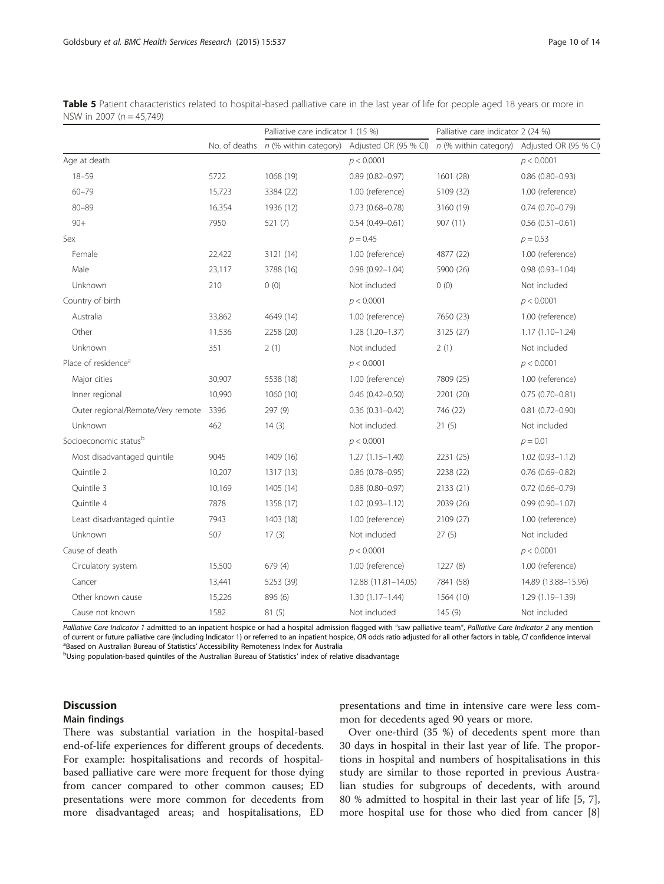**Table 5** Patient characteristics related to hospital-based palliative care in the last year of life for people aged 18 years or more in NSW in 2007 ($n = 45{,}749$)

| | | Palliative care indicator 1 (15 %) | | Palliative care indicator 2 (24 %) | |
|---|---|---|---|---|---|
| | No. of deaths | n (% within category) | Adjusted OR (95 % CI) | n (% within category) | Adjusted OR (95 % CI) |
| Age at death | | | $p < 0.0001$ | | $p < 0.0001$ |
| 18–59 | 5722 | 1068 (19) | 0.89 (0.82–0.97) | 1601 (28) | 0.86 (0.80–0.93) |
| 60–79 | 15,723 | 3384 (22) | 1.00 (reference) | 5109 (32) | 1.00 (reference) |
| 80–89 | 16,354 | 1936 (12) | 0.73 (0.68–0.78) | 3160 (19) | 0.74 (0.70–0.79) |
| 90+ | 7950 | 521 (7) | 0.54 (0.49–0.61) | 907 (11) | 0.56 (0.51–0.61) |
| Sex | | | $p = 0.45$ | | $p = 0.53$ |
| Female | 22,422 | 3121 (14) | 1.00 (reference) | 4877 (22) | 1.00 (reference) |
| Male | 23,117 | 3788 (16) | 0.98 (0.92–1.04) | 5900 (26) | 0.98 (0.93–1.04) |
| Unknown | 210 | 0 (0) | Not included | 0 (0) | Not included |
| Country of birth | | | $p < 0.0001$ | | $p < 0.0001$ |
| Australia | 33,862 | 4649 (14) | 1.00 (reference) | 7650 (23) | 1.00 (reference) |
| Other | 11,536 | 2258 (20) | 1.28 (1.20–1.37) | 3125 (27) | 1.17 (1.10–1.24) |
| Unknown | 351 | 2 (1) | Not included | 2 (1) | Not included |
| Place of residence[a] | | | $p < 0.0001$ | | $p < 0.0001$ |
| Major cities | 30,907 | 5538 (18) | 1.00 (reference) | 7809 (25) | 1.00 (reference) |
| Inner regional | 10,990 | 1060 (10) | 0.46 (0.42–0.50) | 2201 (20) | 0.75 (0.70–0.81) |
| Outer regional/Remote/Very remote | 3396 | 297 (9) | 0.36 (0.31–0.42) | 746 (22) | 0.81 (0.72–0.90) |
| Unknown | 462 | 14 (3) | Not included | 21 (5) | Not included |
| Socioeconomic status[b] | | | $p < 0.0001$ | | $p = 0.01$ |
| Most disadvantaged quintile | 9045 | 1409 (16) | 1.27 (1.15–1.40) | 2231 (25) | 1.02 (0.93–1.12) |
| Quintile 2 | 10,207 | 1317 (13) | 0.86 (0.78–0.95) | 2238 (22) | 0.76 (0.69–0.82) |
| Quintile 3 | 10,169 | 1405 (14) | 0.88 (0.80–0.97) | 2133 (21) | 0.72 (0.66–0.79) |
| Quintile 4 | 7878 | 1358 (17) | 1.02 (0.93–1.12) | 2039 (26) | 0.99 (0.90–1.07) |
| Least disadvantaged quintile | 7943 | 1403 (18) | 1.00 (reference) | 2109 (27) | 1.00 (reference) |
| Unknown | 507 | 17 (3) | Not included | 27 (5) | Not included |
| Cause of death | | | $p < 0.0001$ | | $p < 0.0001$ |
| Circulatory system | 15,500 | 679 (4) | 1.00 (reference) | 1227 (8) | 1.00 (reference) |
| Cancer | 13,441 | 5253 (39) | 12.88 (11.81–14.05) | 7841 (58) | 14.89 (13.88–15.96) |
| Other known cause | 15,226 | 896 (6) | 1.30 (1.17–1.44) | 1564 (10) | 1.29 (1.19–1.39) |
| Cause not known | 1582 | 81 (5) | Not included | 145 (9) | Not included |

*Palliative Care Indicator 1* admitted to an inpatient hospice or had a hospital admission flagged with "saw palliative team", *Palliative Care Indicator 2* any mention of current or future palliative care (including Indicator 1) or referred to an inpatient hospice, *OR* odds ratio adjusted for all other factors in table, *CI* confidence interval
[a]Based on Australian Bureau of Statistics' Accessibility Remoteness Index for Australia
[b]Using population-based quintiles of the Australian Bureau of Statistics' index of relative disadvantage

## Discussion

### Main findings

There was substantial variation in the hospital-based end-of-life experiences for different groups of decedents. For example: hospitalisations and records of hospital-based palliative care were more frequent for those dying from cancer compared to other common causes; ED presentations were more common for decedents from more disadvantaged areas; and hospitalisations, ED presentations and time in intensive care were less common for decedents aged 90 years or more.

Over one-third (35 %) of decedents spent more than 30 days in hospital in their last year of life. The proportions in hospital and numbers of hospitalisations in this study are similar to those reported in previous Australian studies for subgroups of decedents, with around 80 % admitted to hospital in their last year of life [5, 7], more hospital use for those who died from cancer [8]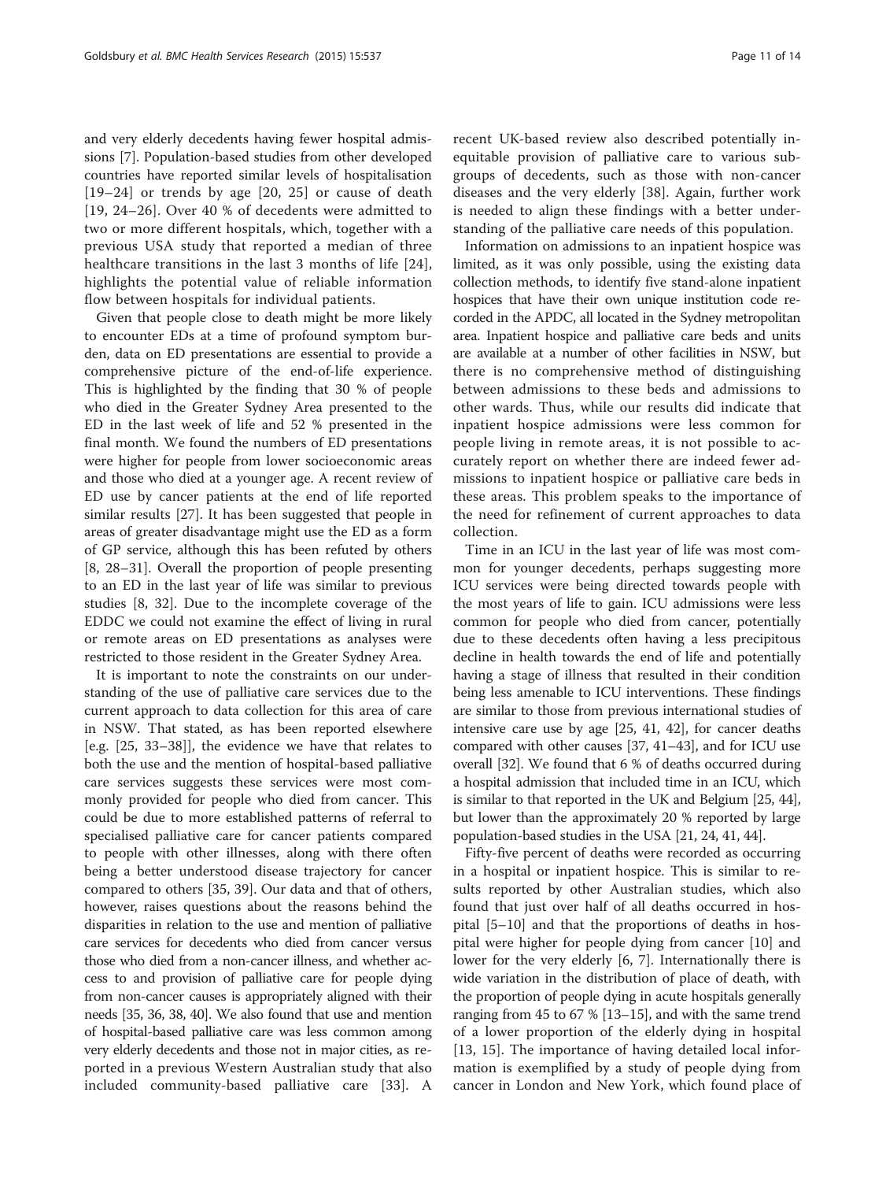and very elderly decedents having fewer hospital admissions [7]. Population-based studies from other developed countries have reported similar levels of hospitalisation [19–24] or trends by age [20, 25] or cause of death [19, 24–26]. Over 40 % of decedents were admitted to two or more different hospitals, which, together with a previous USA study that reported a median of three healthcare transitions in the last 3 months of life [24], highlights the potential value of reliable information flow between hospitals for individual patients.

Given that people close to death might be more likely to encounter EDs at a time of profound symptom burden, data on ED presentations are essential to provide a comprehensive picture of the end-of-life experience. This is highlighted by the finding that 30 % of people who died in the Greater Sydney Area presented to the ED in the last week of life and 52 % presented in the final month. We found the numbers of ED presentations were higher for people from lower socioeconomic areas and those who died at a younger age. A recent review of ED use by cancer patients at the end of life reported similar results [27]. It has been suggested that people in areas of greater disadvantage might use the ED as a form of GP service, although this has been refuted by others [8, 28–31]. Overall the proportion of people presenting to an ED in the last year of life was similar to previous studies [8, 32]. Due to the incomplete coverage of the EDDC we could not examine the effect of living in rural or remote areas on ED presentations as analyses were restricted to those resident in the Greater Sydney Area.

It is important to note the constraints on our understanding of the use of palliative care services due to the current approach to data collection for this area of care in NSW. That stated, as has been reported elsewhere [e.g. [25, 33–38]], the evidence we have that relates to both the use and the mention of hospital-based palliative care services suggests these services were most commonly provided for people who died from cancer. This could be due to more established patterns of referral to specialised palliative care for cancer patients compared to people with other illnesses, along with there often being a better understood disease trajectory for cancer compared to others [35, 39]. Our data and that of others, however, raises questions about the reasons behind the disparities in relation to the use and mention of palliative care services for decedents who died from cancer versus those who died from a non-cancer illness, and whether access to and provision of palliative care for people dying from non-cancer causes is appropriately aligned with their needs [35, 36, 38, 40]. We also found that use and mention of hospital-based palliative care was less common among very elderly decedents and those not in major cities, as reported in a previous Western Australian study that also included community-based palliative care [33]. A recent UK-based review also described potentially inequitable provision of palliative care to various subgroups of decedents, such as those with non-cancer diseases and the very elderly [38]. Again, further work is needed to align these findings with a better understanding of the palliative care needs of this population.

Information on admissions to an inpatient hospice was limited, as it was only possible, using the existing data collection methods, to identify five stand-alone inpatient hospices that have their own unique institution code recorded in the APDC, all located in the Sydney metropolitan area. Inpatient hospice and palliative care beds and units are available at a number of other facilities in NSW, but there is no comprehensive method of distinguishing between admissions to these beds and admissions to other wards. Thus, while our results did indicate that inpatient hospice admissions were less common for people living in remote areas, it is not possible to accurately report on whether there are indeed fewer admissions to inpatient hospice or palliative care beds in these areas. This problem speaks to the importance of the need for refinement of current approaches to data collection.

Time in an ICU in the last year of life was most common for younger decedents, perhaps suggesting more ICU services were being directed towards people with the most years of life to gain. ICU admissions were less common for people who died from cancer, potentially due to these decedents often having a less precipitous decline in health towards the end of life and potentially having a stage of illness that resulted in their condition being less amenable to ICU interventions. These findings are similar to those from previous international studies of intensive care use by age [25, 41, 42], for cancer deaths compared with other causes [37, 41–43], and for ICU use overall [32]. We found that 6 % of deaths occurred during a hospital admission that included time in an ICU, which is similar to that reported in the UK and Belgium [25, 44], but lower than the approximately 20 % reported by large population-based studies in the USA [21, 24, 41, 44].

Fifty-five percent of deaths were recorded as occurring in a hospital or inpatient hospice. This is similar to results reported by other Australian studies, which also found that just over half of all deaths occurred in hospital [5–10] and that the proportions of deaths in hospital were higher for people dying from cancer [10] and lower for the very elderly [6, 7]. Internationally there is wide variation in the distribution of place of death, with the proportion of people dying in acute hospitals generally ranging from 45 to 67 % [13–15], and with the same trend of a lower proportion of the elderly dying in hospital [13, 15]. The importance of having detailed local information is exemplified by a study of people dying from cancer in London and New York, which found place of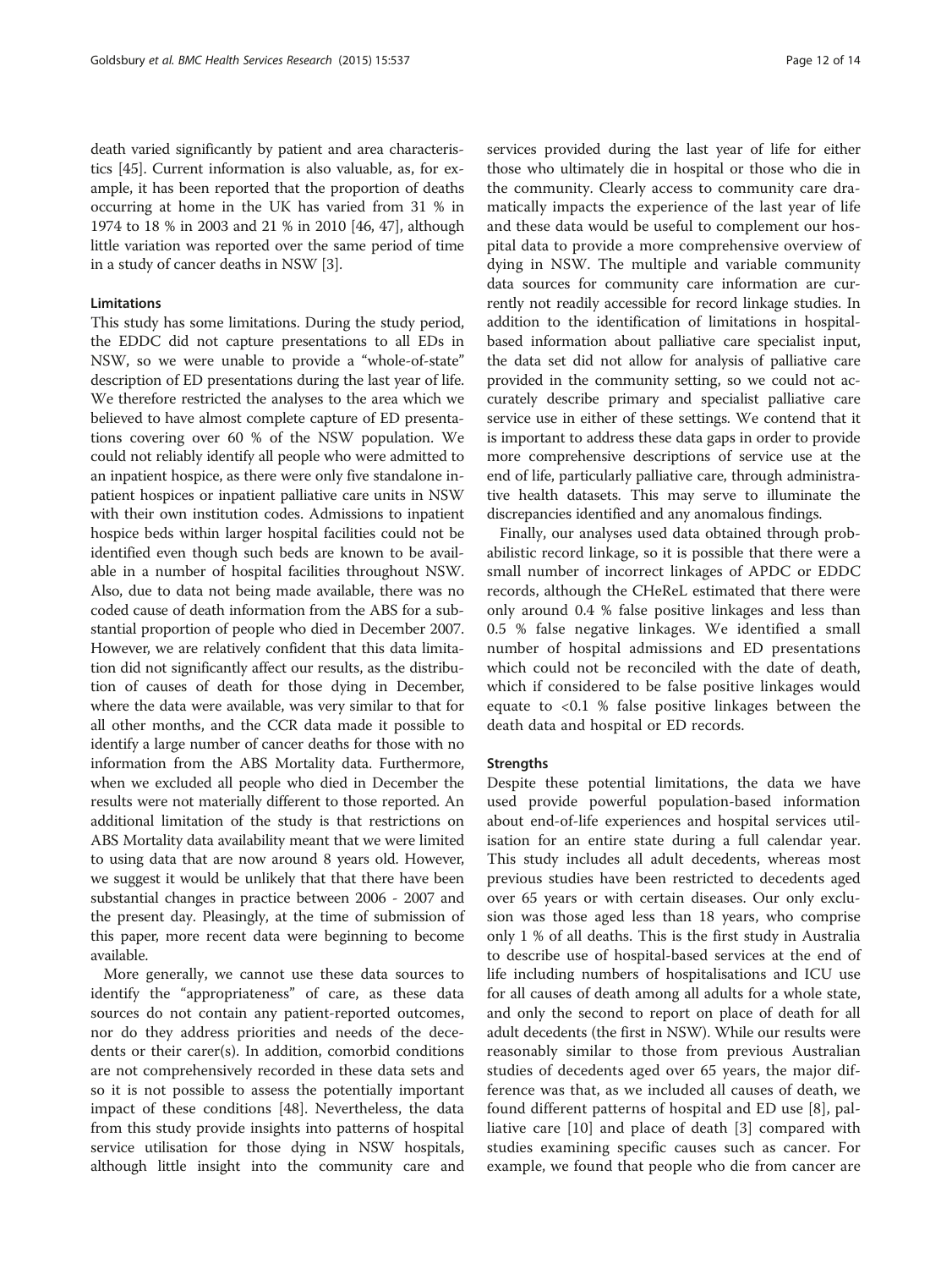death varied significantly by patient and area characteristics [45]. Current information is also valuable, as, for example, it has been reported that the proportion of deaths occurring at home in the UK has varied from 31 % in 1974 to 18 % in 2003 and 21 % in 2010 [46, 47], although little variation was reported over the same period of time in a study of cancer deaths in NSW [3].

### Limitations

This study has some limitations. During the study period, the EDDC did not capture presentations to all EDs in NSW, so we were unable to provide a "whole-of-state" description of ED presentations during the last year of life. We therefore restricted the analyses to the area which we believed to have almost complete capture of ED presentations covering over 60 % of the NSW population. We could not reliably identify all people who were admitted to an inpatient hospice, as there were only five standalone inpatient hospices or inpatient palliative care units in NSW with their own institution codes. Admissions to inpatient hospice beds within larger hospital facilities could not be identified even though such beds are known to be available in a number of hospital facilities throughout NSW. Also, due to data not being made available, there was no coded cause of death information from the ABS for a substantial proportion of people who died in December 2007. However, we are relatively confident that this data limitation did not significantly affect our results, as the distribution of causes of death for those dying in December, where the data were available, was very similar to that for all other months, and the CCR data made it possible to identify a large number of cancer deaths for those with no information from the ABS Mortality data. Furthermore, when we excluded all people who died in December the results were not materially different to those reported. An additional limitation of the study is that restrictions on ABS Mortality data availability meant that we were limited to using data that are now around 8 years old. However, we suggest it would be unlikely that that there have been substantial changes in practice between 2006 - 2007 and the present day. Pleasingly, at the time of submission of this paper, more recent data were beginning to become available.

More generally, we cannot use these data sources to identify the "appropriateness" of care, as these data sources do not contain any patient-reported outcomes, nor do they address priorities and needs of the decedents or their carer(s). In addition, comorbid conditions are not comprehensively recorded in these data sets and so it is not possible to assess the potentially important impact of these conditions [48]. Nevertheless, the data from this study provide insights into patterns of hospital service utilisation for those dying in NSW hospitals, although little insight into the community care and services provided during the last year of life for either those who ultimately die in hospital or those who die in the community. Clearly access to community care dramatically impacts the experience of the last year of life and these data would be useful to complement our hospital data to provide a more comprehensive overview of dying in NSW. The multiple and variable community data sources for community care information are currently not readily accessible for record linkage studies. In addition to the identification of limitations in hospital-based information about palliative care specialist input, the data set did not allow for analysis of palliative care provided in the community setting, so we could not accurately describe primary and specialist palliative care service use in either of these settings. We contend that it is important to address these data gaps in order to provide more comprehensive descriptions of service use at the end of life, particularly palliative care, through administrative health datasets. This may serve to illuminate the discrepancies identified and any anomalous findings.

Finally, our analyses used data obtained through probabilistic record linkage, so it is possible that there were a small number of incorrect linkages of APDC or EDDC records, although the CHeReL estimated that there were only around 0.4 % false positive linkages and less than 0.5 % false negative linkages. We identified a small number of hospital admissions and ED presentations which could not be reconciled with the date of death, which if considered to be false positive linkages would equate to <0.1 % false positive linkages between the death data and hospital or ED records.

### Strengths

Despite these potential limitations, the data we have used provide powerful population-based information about end-of-life experiences and hospital services utilisation for an entire state during a full calendar year. This study includes all adult decedents, whereas most previous studies have been restricted to decedents aged over 65 years or with certain diseases. Our only exclusion was those aged less than 18 years, who comprise only 1 % of all deaths. This is the first study in Australia to describe use of hospital-based services at the end of life including numbers of hospitalisations and ICU use for all causes of death among all adults for a whole state, and only the second to report on place of death for all adult decedents (the first in NSW). While our results were reasonably similar to those from previous Australian studies of decedents aged over 65 years, the major difference was that, as we included all causes of death, we found different patterns of hospital and ED use [8], palliative care [10] and place of death [3] compared with studies examining specific causes such as cancer. For example, we found that people who die from cancer are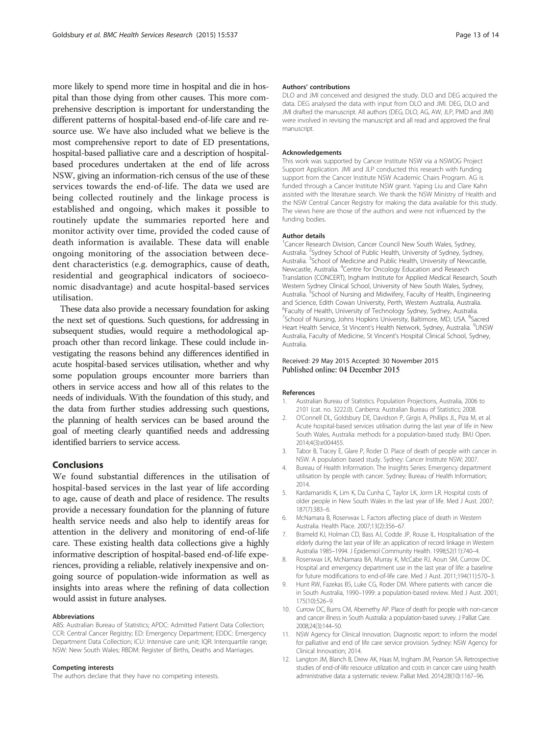more likely to spend more time in hospital and die in hospital than those dying from other causes. This more comprehensive description is important for understanding the different patterns of hospital-based end-of-life care and resource use. We have also included what we believe is the most comprehensive report to date of ED presentations, hospital-based palliative care and a description of hospital-based procedures undertaken at the end of life across NSW, giving an information-rich census of the use of these services towards the end-of-life. The data we used are being collected routinely and the linkage process is established and ongoing, which makes it possible to routinely update the summaries reported here and monitor activity over time, provided the coded cause of death information is available. These data will enable ongoing monitoring of the association between decedent characteristics (e.g. demographics, cause of death, residential and geographical indicators of socioeconomic disadvantage) and acute hospital-based services utilisation.

These data also provide a necessary foundation for asking the next set of questions. Such questions, for addressing in subsequent studies, would require a methodological approach other than record linkage. These could include investigating the reasons behind any differences identified in acute hospital-based services utilisation, whether and why some population groups encounter more barriers than others in service access and how all of this relates to the needs of individuals. With the foundation of this study, and the data from further studies addressing such questions, the planning of health services can be based around the goal of meeting clearly quantified needs and addressing identified barriers to service access.

## Conclusions

We found substantial differences in the utilisation of hospital-based services in the last year of life according to age, cause of death and place of residence. The results provide a necessary foundation for the planning of future health service needs and also help to identify areas for attention in the delivery and monitoring of end-of-life care. These existing health data collections give a highly informative description of hospital-based end-of-life experiences, providing a reliable, relatively inexpensive and ongoing source of population-wide information as well as insights into areas where the refining of data collection would assist in future analyses.

#### Abbreviations

ABS: Australian Bureau of Statistics; APDC: Admitted Patient Data Collection; CCR: Central Cancer Registry; ED: Emergency Department; EDDC: Emergency Department Data Collection; ICU: Intensive care unit; IQR: Interquartile range; NSW: New South Wales; RBDM: Register of Births, Deaths and Marriages.

#### Competing interests

The authors declare that they have no competing interests.

#### Authors' contributions

DLO and JMI conceived and designed the study. DLO and DEG acquired the data. DEG analysed the data with input from DLO and JMI. DEG, DLO and JMI drafted the manuscript. All authors (DEG, DLO, AG, AW, JLP, PMD and JMI) were involved in revising the manuscript and all read and approved the final manuscript.

#### Acknowledgements

This work was supported by Cancer Institute NSW via a NSWOG Project Support Application. JMI and JLP conducted this research with funding support from the Cancer Institute NSW Academic Chairs Program. AG is funded through a Cancer Institute NSW grant. Yaping Liu and Clare Kahn assisted with the literature search. We thank the NSW Ministry of Health and the NSW Central Cancer Registry for making the data available for this study. The views here are those of the authors and were not influenced by the funding bodies.

#### Author details

[1]Cancer Research Division, Cancer Council New South Wales, Sydney, Australia. [2]Sydney School of Public Health, University of Sydney, Sydney, Australia. [3]School of Medicine and Public Health, University of Newcastle, Newcastle, Australia. [4]Centre for Oncology Education and Research Translation (CONCERT), Ingham Institute for Applied Medical Research, South Western Sydney Clinical School, University of New South Wales, Sydney, Australia. [5]School of Nursing and Midwifery, Faculty of Health, Engineering and Science, Edith Cowan University, Perth, Western Australia, Australia. [6]Faculty of Health, University of Technology Sydney, Sydney, Australia. [7]School of Nursing, Johns Hopkins University, Baltimore, MD, USA. [8]Sacred Heart Health Service, St Vincent's Health Network, Sydney, Australia. [9]UNSW Australia, Faculty of Medicine, St Vincent's Hospital Clinical School, Sydney, Australia.

Received: 29 May 2015 Accepted: 30 November 2015
Published online: 04 December 2015

#### References

1. Australian Bureau of Statistics. Population Projections, Australia, 2006 to 2101 (cat. no. 3222.0). Canberra: Australian Bureau of Statistics; 2008.
2. O'Connell DL, Goldsbury DE, Davidson P, Girgis A, Phillips JL, Piza M, et al. Acute hospital-based services utilisation during the last year of life in New South Wales, Australia: methods for a population-based study. BMJ Open. 2014;4(3):e004455.
3. Tabor B, Tracey E, Glare P, Roder D. Place of death of people with cancer in NSW. A population based study. Sydney: Cancer Institute NSW; 2007.
4. Bureau of Health Information. The Insights Series: Emergency department utilisation by people with cancer. Sydney: Bureau of Health Information; 2014.
5. Kardamanidis K, Lim K, Da Cunha C, Taylor LK, Jorm LR. Hospital costs of older people in New South Wales in the last year of life. Med J Aust. 2007; 187(7):383–6.
6. McNamara B, Rosenwax L. Factors affecting place of death in Western Australia. Health Place. 2007;13(2):356–67.
7. Brameld KJ, Holman CD, Bass AJ, Codde JP, Rouse IL. Hospitalisation of the elderly during the last year of life: an application of record linkage in Western Australia 1985–1994. J Epidemiol Community Health. 1998;52(11):740–4.
8. Rosenwax LK, McNamara BA, Murray K, McCabe RJ, Aoun SM, Currow DC. Hospital and emergency department use in the last year of life: a baseline for future modifications to end-of-life care. Med J Aust. 2011;194(11):570–3.
9. Hunt RW, Fazekas BS, Luke CG, Roder DM. Where patients with cancer die in South Australia, 1990–1999: a population-based review. Med J Aust. 2001; 175(10):526–9.
10. Currow DC, Burns CM, Abernethy AP. Place of death for people with non-cancer and cancer illness in South Australia: a population-based survey. J Palliat Care. 2008;24(3):144–50.
11. NSW Agency for Clinical Innovation. Diagnostic report: to inform the model for palliative and end of life care service provision. Sydney: NSW Agency for Clinical Innovation; 2014.
12. Langton JM, Blanch B, Drew AK, Haas M, Ingham JM, Pearson SA. Retrospective studies of end-of-life resource utilization and costs in cancer care using health administrative data: a systematic review. Palliat Med. 2014;28(10):1167–96.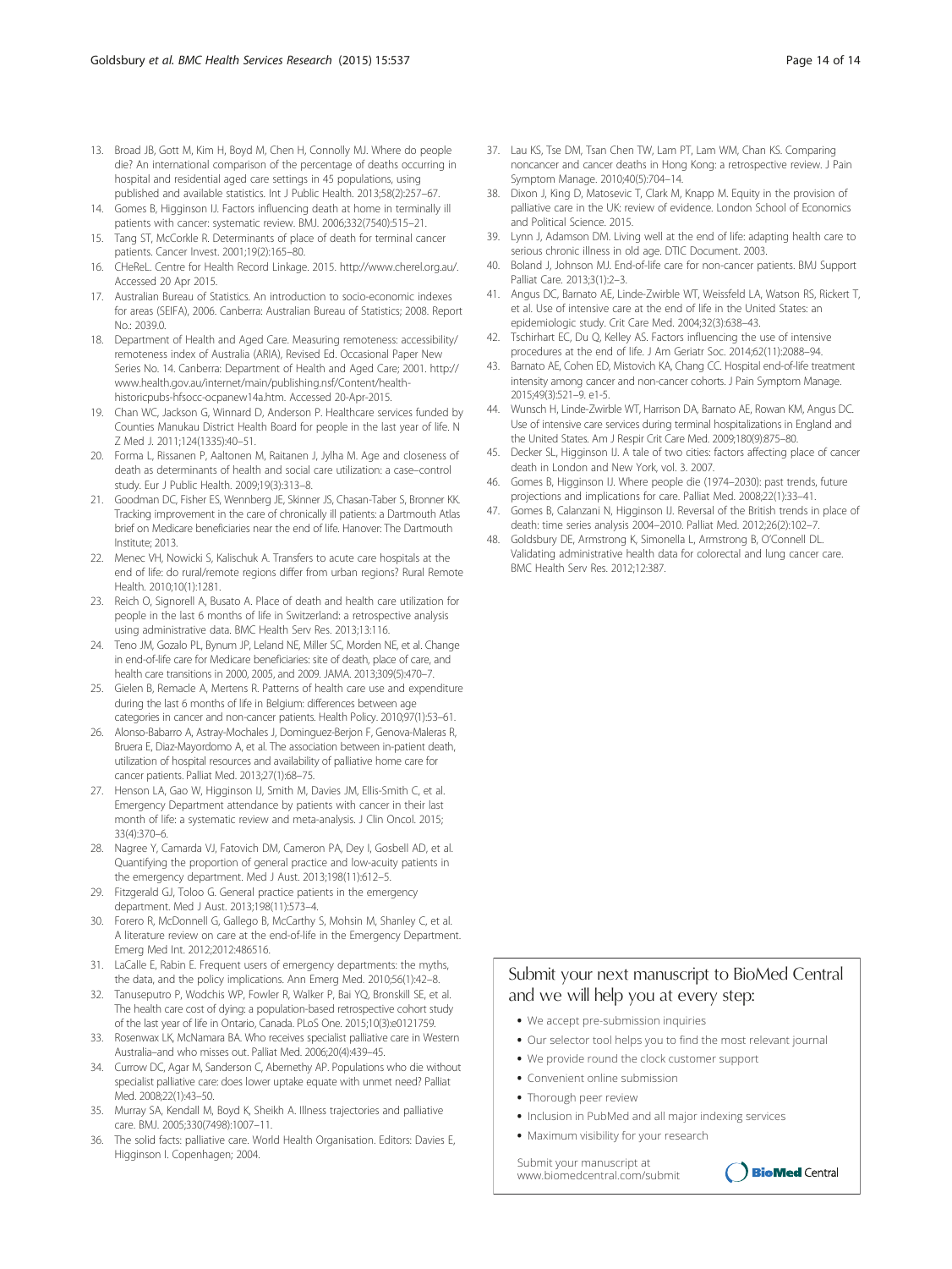13. Broad JB, Gott M, Kim H, Boyd M, Chen H, Connolly MJ. Where do people die? An international comparison of the percentage of deaths occurring in hospital and residential aged care settings in 45 populations, using published and available statistics. Int J Public Health. 2013;58(2):257–67.
14. Gomes B, Higginson IJ. Factors influencing death at home in terminally ill patients with cancer: systematic review. BMJ. 2006;332(7540):515–21.
15. Tang ST, McCorkle R. Determinants of place of death for terminal cancer patients. Cancer Invest. 2001;19(2):165–80.
16. CHeReL. Centre for Health Record Linkage. 2015. http://www.cherel.org.au/. Accessed 20 Apr 2015.
17. Australian Bureau of Statistics. An introduction to socio-economic indexes for areas (SEIFA), 2006. Canberra: Australian Bureau of Statistics; 2008. Report No.: 2039.0.
18. Department of Health and Aged Care. Measuring remoteness: accessibility/remoteness index of Australia (ARIA), Revised Ed. Occasional Paper New Series No. 14. Canberra: Department of Health and Aged Care; 2001. http://www.health.gov.au/internet/main/publishing.nsf/Content/health-historicpubs-hfsocc-ocpanew14a.htm. Accessed 20-Apr-2015.
19. Chan WC, Jackson G, Winnard D, Anderson P. Healthcare services funded by Counties Manukau District Health Board for people in the last year of life. N Z Med J. 2011;124(1335):40–51.
20. Forma L, Rissanen P, Aaltonen M, Raitanen J, Jylha M. Age and closeness of death as determinants of health and social care utilization: a case–control study. Eur J Public Health. 2009;19(3):313–8.
21. Goodman DC, Fisher ES, Wennberg JE, Skinner JS, Chasan-Taber S, Bronner KK. Tracking improvement in the care of chronically ill patients: a Dartmouth Atlas brief on Medicare beneficiaries near the end of life. Hanover: The Dartmouth Institute; 2013.
22. Menec VH, Nowicki S, Kalischuk A. Transfers to acute care hospitals at the end of life: do rural/remote regions differ from urban regions? Rural Remote Health. 2010;10(1):1281.
23. Reich O, Signorell A, Busato A. Place of death and health care utilization for people in the last 6 months of life in Switzerland: a retrospective analysis using administrative data. BMC Health Serv Res. 2013;13:116.
24. Teno JM, Gozalo PL, Bynum JP, Leland NE, Miller SC, Morden NE, et al. Change in end-of-life care for Medicare beneficiaries: site of death, place of care, and health care transitions in 2000, 2005, and 2009. JAMA. 2013;309(5):470–7.
25. Gielen B, Remacle A, Mertens R. Patterns of health care use and expenditure during the last 6 months of life in Belgium: differences between age categories in cancer and non-cancer patients. Health Policy. 2010;97(1):53–61.
26. Alonso-Babarro A, Astray-Mochales J, Dominguez-Berjon F, Genova-Maleras R, Bruera E, Diaz-Mayordomo A, et al. The association between in-patient death, utilization of hospital resources and availability of palliative home care for cancer patients. Palliat Med. 2013;27(1):68–75.
27. Henson LA, Gao W, Higginson IJ, Smith M, Davies JM, Ellis-Smith C, et al. Emergency Department attendance by patients with cancer in their last month of life: a systematic review and meta-analysis. J Clin Oncol. 2015; 33(4):370–6.
28. Nagree Y, Camarda VJ, Fatovich DM, Cameron PA, Dey I, Gosbell AD, et al. Quantifying the proportion of general practice and low-acuity patients in the emergency department. Med J Aust. 2013;198(11):612–5.
29. Fitzgerald GJ, Toloo G. General practice patients in the emergency department. Med J Aust. 2013;198(11):573–4.
30. Forero R, McDonnell G, Gallego B, McCarthy S, Mohsin M, Shanley C, et al. A literature review on care at the end-of-life in the Emergency Department. Emerg Med Int. 2012;2012:486516.
31. LaCalle E, Rabin E. Frequent users of emergency departments: the myths, the data, and the policy implications. Ann Emerg Med. 2010;56(1):42–8.
32. Tanuseputro P, Wodchis WP, Fowler R, Walker P, Bai YQ, Bronskill SE, et al. The health care cost of dying: a population-based retrospective cohort study of the last year of life in Ontario, Canada. PLoS One. 2015;10(3):e0121759.
33. Rosenwax LK, McNamara BA. Who receives specialist palliative care in Western Australia–and who misses out. Palliat Med. 2006;20(4):439–45.
34. Currow DC, Agar M, Sanderson C, Abernethy AP. Populations who die without specialist palliative care: does lower uptake equate with unmet need? Palliat Med. 2008;22(1):43–50.
35. Murray SA, Kendall M, Boyd K, Sheikh A. Illness trajectories and palliative care. BMJ. 2005;330(7498):1007–11.
36. The solid facts: palliative care. World Health Organisation. Editors: Davies E, Higginson I. Copenhagen; 2004.
37. Lau KS, Tse DM, Tsan Chen TW, Lam PT, Lam WM, Chan KS. Comparing noncancer and cancer deaths in Hong Kong: a retrospective review. J Pain Symptom Manage. 2010;40(5):704–14.
38. Dixon J, King D, Matosevic T, Clark M, Knapp M. Equity in the provision of palliative care in the UK: review of evidence. London School of Economics and Political Science. 2015.
39. Lynn J, Adamson DM. Living well at the end of life: adapting health care to serious chronic illness in old age. DTIC Document. 2003.
40. Boland J, Johnson MJ. End-of-life care for non-cancer patients. BMJ Support Palliat Care. 2013;3(1):2–3.
41. Angus DC, Barnato AE, Linde-Zwirble WT, Weissfeld LA, Watson RS, Rickert T, et al. Use of intensive care at the end of life in the United States: an epidemiologic study. Crit Care Med. 2004;32(3):638–43.
42. Tschirhart EC, Du Q, Kelley AS. Factors influencing the use of intensive procedures at the end of life. J Am Geriatr Soc. 2014;62(11):2088–94.
43. Barnato AE, Cohen ED, Mistovich KA, Chang CC. Hospital end-of-life treatment intensity among cancer and non-cancer cohorts. J Pain Symptom Manage. 2015;49(3):521–9. e1-5.
44. Wunsch H, Linde-Zwirble WT, Harrison DA, Barnato AE, Rowan KM, Angus DC. Use of intensive care services during terminal hospitalizations in England and the United States. Am J Respir Crit Care Med. 2009;180(9):875–80.
45. Decker SL, Higginson IJ. A tale of two cities: factors affecting place of cancer death in London and New York, vol. 3. 2007.
46. Gomes B, Higginson IJ. Where people die (1974–2030): past trends, future projections and implications for care. Palliat Med. 2008;22(1):33–41.
47. Gomes B, Calanzani N, Higginson IJ. Reversal of the British trends in place of death: time series analysis 2004–2010. Palliat Med. 2012;26(2):102–7.
48. Goldsbury DE, Armstrong K, Simonella L, Armstrong B, O'Connell DL. Validating administrative health data for colorectal and lung cancer care. BMC Health Serv Res. 2012;12:387.

Submit your next manuscript to BioMed Central and we will help you at every step:

- We accept pre-submission inquiries
- Our selector tool helps you to find the most relevant journal
- We provide round the clock customer support
- Convenient online submission
- Thorough peer review
- Inclusion in PubMed and all major indexing services
- Maximum visibility for your research

Submit your manuscript at www.biomedcentral.com/submit

BioMed Central